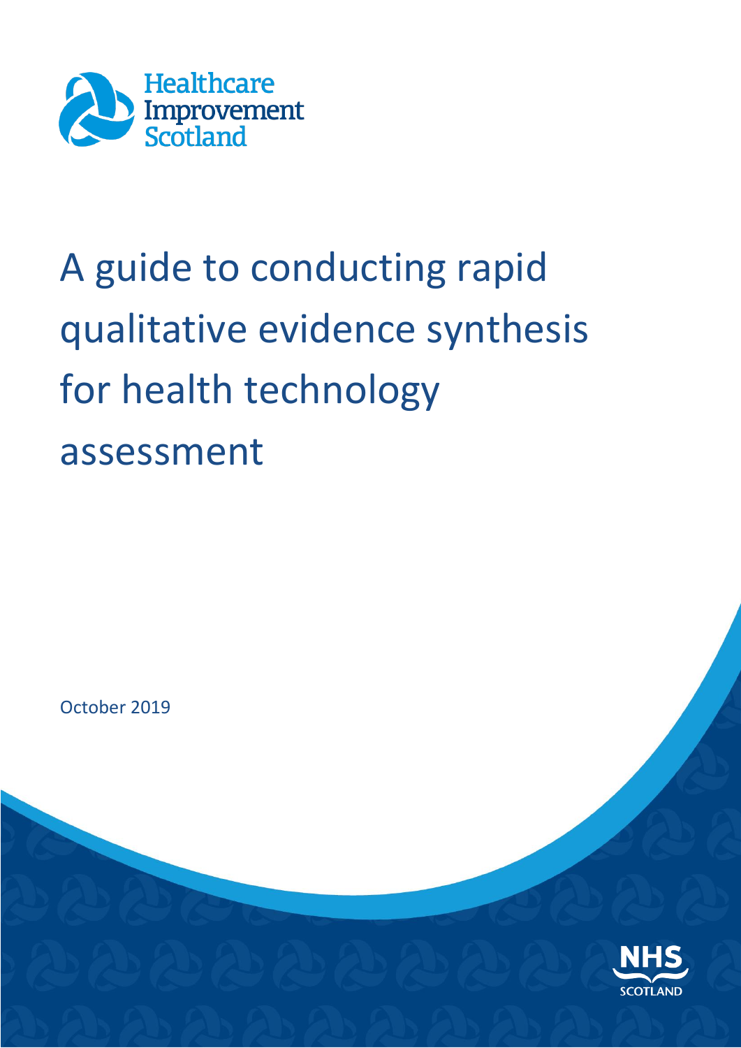Healthcare Improvement Scotland

# A guide to conducting rapid qualitative evidence synthesis for health technology assessment

October 2019

NHS SCOTLAND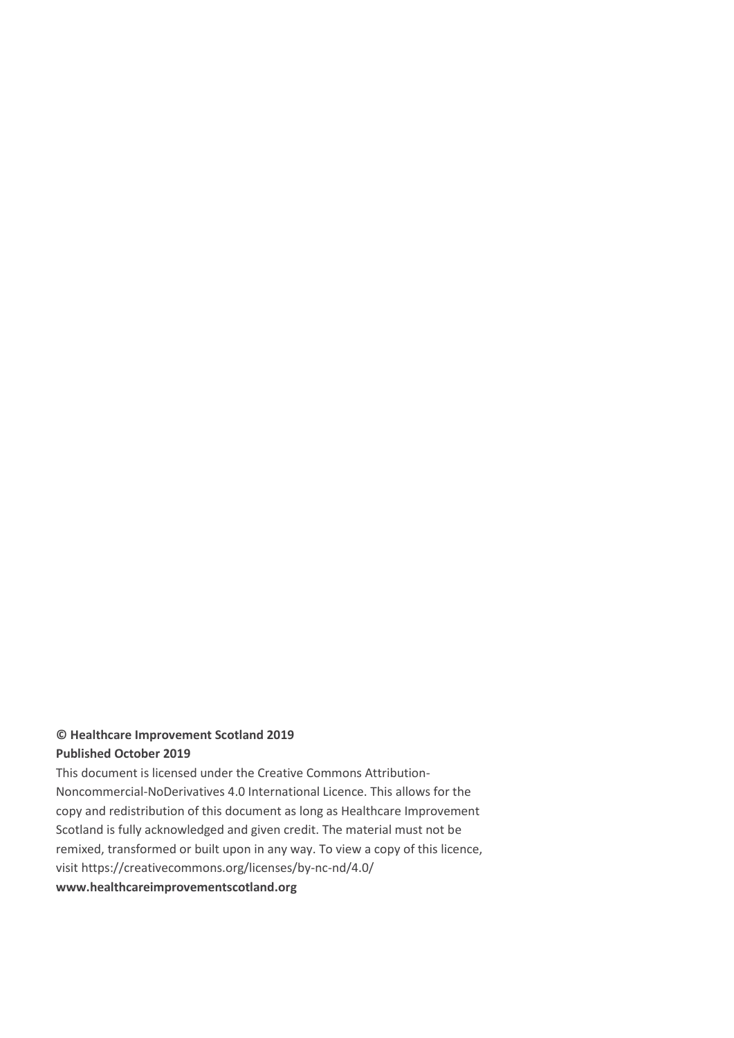**© Healthcare Improvement Scotland 2019**
**Published October 2019**

This document is licensed under the Creative Commons Attribution-Noncommercial-NoDerivatives 4.0 International Licence. This allows for the copy and redistribution of this document as long as Healthcare Improvement Scotland is fully acknowledged and given credit. The material must not be remixed, transformed or built upon in any way. To view a copy of this licence, visit https://creativecommons.org/licenses/by-nc-nd/4.0/

**www.healthcareimprovementscotland.org**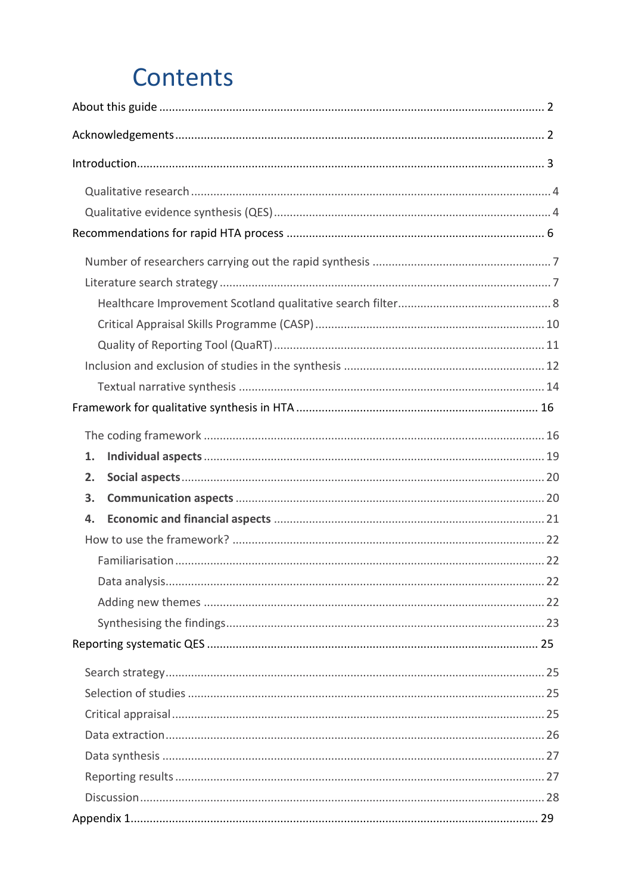# Contents

About this guide ........................................................................................................ 2

Acknowledgements ..................................................................................................... 2

Introduction ................................................................................................................ 3

- Qualitative research ................................................................................................ 4
- Qualitative evidence synthesis (QES) ...................................................................... 4

Recommendations for rapid HTA process .................................................................. 6

- Number of researchers carrying out the rapid synthesis ......................................... 7
- Literature search strategy ........................................................................................ 7
  - Healthcare Improvement Scotland qualitative search filter ................................ 8
  - Critical Appraisal Skills Programme (CASP) ........................................................ 10
  - Quality of Reporting Tool (QuaRT) ..................................................................... 11
- Inclusion and exclusion of studies in the synthesis ............................................... 12
  - Textual narrative synthesis ................................................................................ 14

Framework for qualitative synthesis in HTA .............................................................. 16

- The coding framework ........................................................................................... 16
- **1. Individual aspects** ........................................................................................... 19
- **2. Social aspects** ................................................................................................. 20
- **3. Communication aspects** ................................................................................. 20
- **4. Economic and financial aspects** ..................................................................... 21
- How to use the framework? .................................................................................. 22
  - Familiarisation .................................................................................................... 22
  - Data analysis ....................................................................................................... 22
  - Adding new themes ............................................................................................ 22
  - Synthesising the findings .................................................................................... 23

Reporting systematic QES .......................................................................................... 25

- Search strategy ...................................................................................................... 25
- Selection of studies ................................................................................................ 25
- Critical appraisal .................................................................................................... 25
- Data extraction ...................................................................................................... 26
- Data synthesis ........................................................................................................ 27
- Reporting results ................................................................................................... 27
- Discussion .............................................................................................................. 28

Appendix 1 .................................................................................................................. 29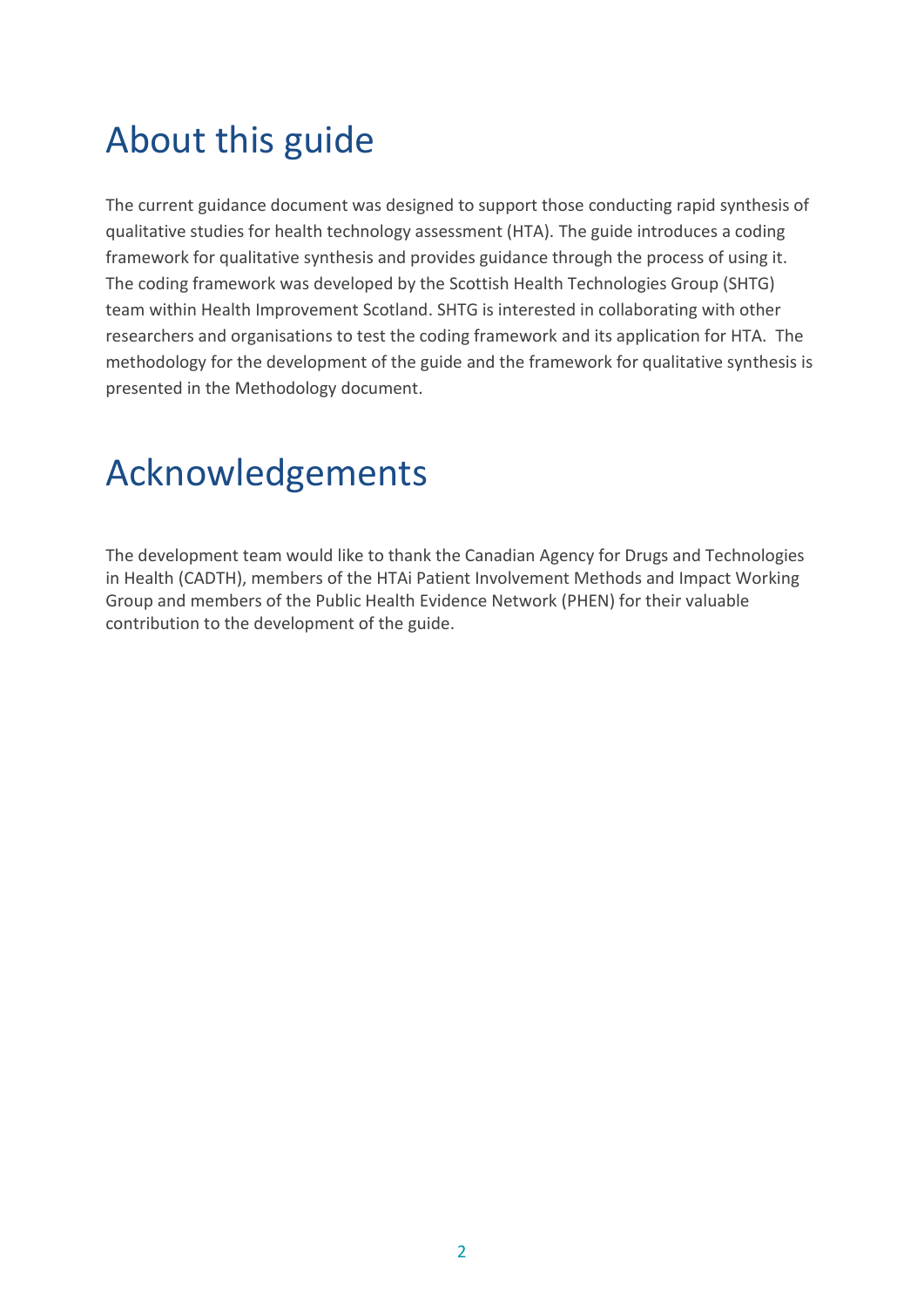# About this guide

The current guidance document was designed to support those conducting rapid synthesis of qualitative studies for health technology assessment (HTA). The guide introduces a coding framework for qualitative synthesis and provides guidance through the process of using it. The coding framework was developed by the Scottish Health Technologies Group (SHTG) team within Health Improvement Scotland. SHTG is interested in collaborating with other researchers and organisations to test the coding framework and its application for HTA. The methodology for the development of the guide and the framework for qualitative synthesis is presented in the Methodology document.

# Acknowledgements

The development team would like to thank the Canadian Agency for Drugs and Technologies in Health (CADTH), members of the HTAi Patient Involvement Methods and Impact Working Group and members of the Public Health Evidence Network (PHEN) for their valuable contribution to the development of the guide.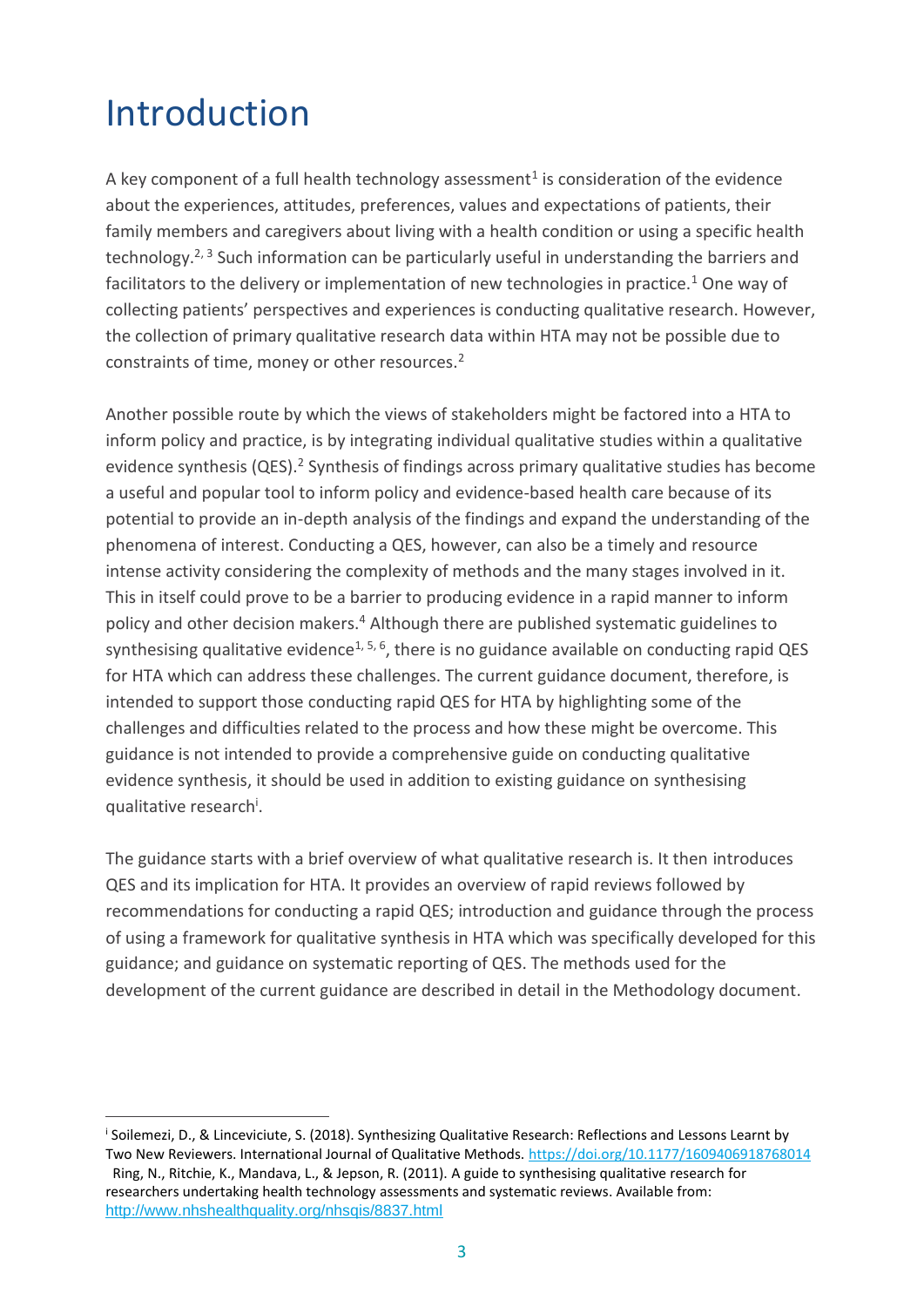# Introduction

A key component of a full health technology assessment[1] is consideration of the evidence about the experiences, attitudes, preferences, values and expectations of patients, their family members and caregivers about living with a health condition or using a specific health technology.[2, 3] Such information can be particularly useful in understanding the barriers and facilitators to the delivery or implementation of new technologies in practice.[1] One way of collecting patients' perspectives and experiences is conducting qualitative research. However, the collection of primary qualitative research data within HTA may not be possible due to constraints of time, money or other resources.[2]

Another possible route by which the views of stakeholders might be factored into a HTA to inform policy and practice, is by integrating individual qualitative studies within a qualitative evidence synthesis (QES).[2] Synthesis of findings across primary qualitative studies has become a useful and popular tool to inform policy and evidence-based health care because of its potential to provide an in-depth analysis of the findings and expand the understanding of the phenomena of interest. Conducting a QES, however, can also be a timely and resource intense activity considering the complexity of methods and the many stages involved in it. This in itself could prove to be a barrier to producing evidence in a rapid manner to inform policy and other decision makers.[4] Although there are published systematic guidelines to synthesising qualitative evidence[1, 5, 6], there is no guidance available on conducting rapid QES for HTA which can address these challenges. The current guidance document, therefore, is intended to support those conducting rapid QES for HTA by highlighting some of the challenges and difficulties related to the process and how these might be overcome. This guidance is not intended to provide a comprehensive guide on conducting qualitative evidence synthesis, it should be used in addition to existing guidance on synthesising qualitative research[i].

The guidance starts with a brief overview of what qualitative research is. It then introduces QES and its implication for HTA. It provides an overview of rapid reviews followed by recommendations for conducting a rapid QES; introduction and guidance through the process of using a framework for qualitative synthesis in HTA which was specifically developed for this guidance; and guidance on systematic reporting of QES. The methods used for the development of the current guidance are described in detail in the Methodology document.

---

[i] Soilemezi, D., & Linceviciute, S. (2018). Synthesizing Qualitative Research: Reflections and Lessons Learnt by Two New Reviewers. International Journal of Qualitative Methods. https://doi.org/10.1177/1609406918768014
Ring, N., Ritchie, K., Mandava, L., & Jepson, R. (2011). A guide to synthesising qualitative research for researchers undertaking health technology assessments and systematic reviews. Available from: http://www.nhshealthquality.org/nhsqis/8837.html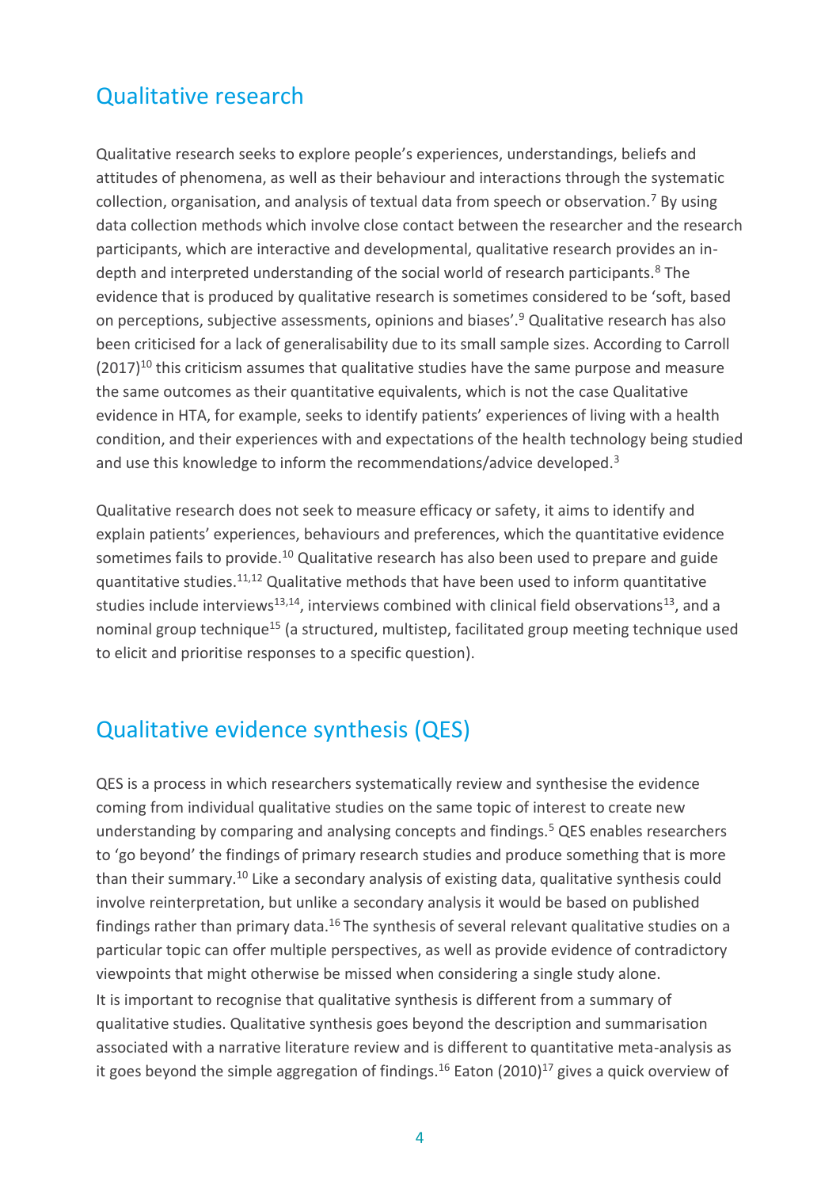## Qualitative research

Qualitative research seeks to explore people's experiences, understandings, beliefs and attitudes of phenomena, as well as their behaviour and interactions through the systematic collection, organisation, and analysis of textual data from speech or observation.[7] By using data collection methods which involve close contact between the researcher and the research participants, which are interactive and developmental, qualitative research provides an in-depth and interpreted understanding of the social world of research participants.[8] The evidence that is produced by qualitative research is sometimes considered to be 'soft, based on perceptions, subjective assessments, opinions and biases'.[9] Qualitative research has also been criticised for a lack of generalisability due to its small sample sizes. According to Carroll (2017)[10] this criticism assumes that qualitative studies have the same purpose and measure the same outcomes as their quantitative equivalents, which is not the case Qualitative evidence in HTA, for example, seeks to identify patients' experiences of living with a health condition, and their experiences with and expectations of the health technology being studied and use this knowledge to inform the recommendations/advice developed.[3]

Qualitative research does not seek to measure efficacy or safety, it aims to identify and explain patients' experiences, behaviours and preferences, which the quantitative evidence sometimes fails to provide.[10] Qualitative research has also been used to prepare and guide quantitative studies.[11,12] Qualitative methods that have been used to inform quantitative studies include interviews[13,14], interviews combined with clinical field observations[13], and a nominal group technique[15] (a structured, multistep, facilitated group meeting technique used to elicit and prioritise responses to a specific question).

## Qualitative evidence synthesis (QES)

QES is a process in which researchers systematically review and synthesise the evidence coming from individual qualitative studies on the same topic of interest to create new understanding by comparing and analysing concepts and findings.[5] QES enables researchers to 'go beyond' the findings of primary research studies and produce something that is more than their summary.[10] Like a secondary analysis of existing data, qualitative synthesis could involve reinterpretation, but unlike a secondary analysis it would be based on published findings rather than primary data.[16] The synthesis of several relevant qualitative studies on a particular topic can offer multiple perspectives, as well as provide evidence of contradictory viewpoints that might otherwise be missed when considering a single study alone.

It is important to recognise that qualitative synthesis is different from a summary of qualitative studies. Qualitative synthesis goes beyond the description and summarisation associated with a narrative literature review and is different to quantitative meta-analysis as it goes beyond the simple aggregation of findings.[16] Eaton (2010)[17] gives a quick overview of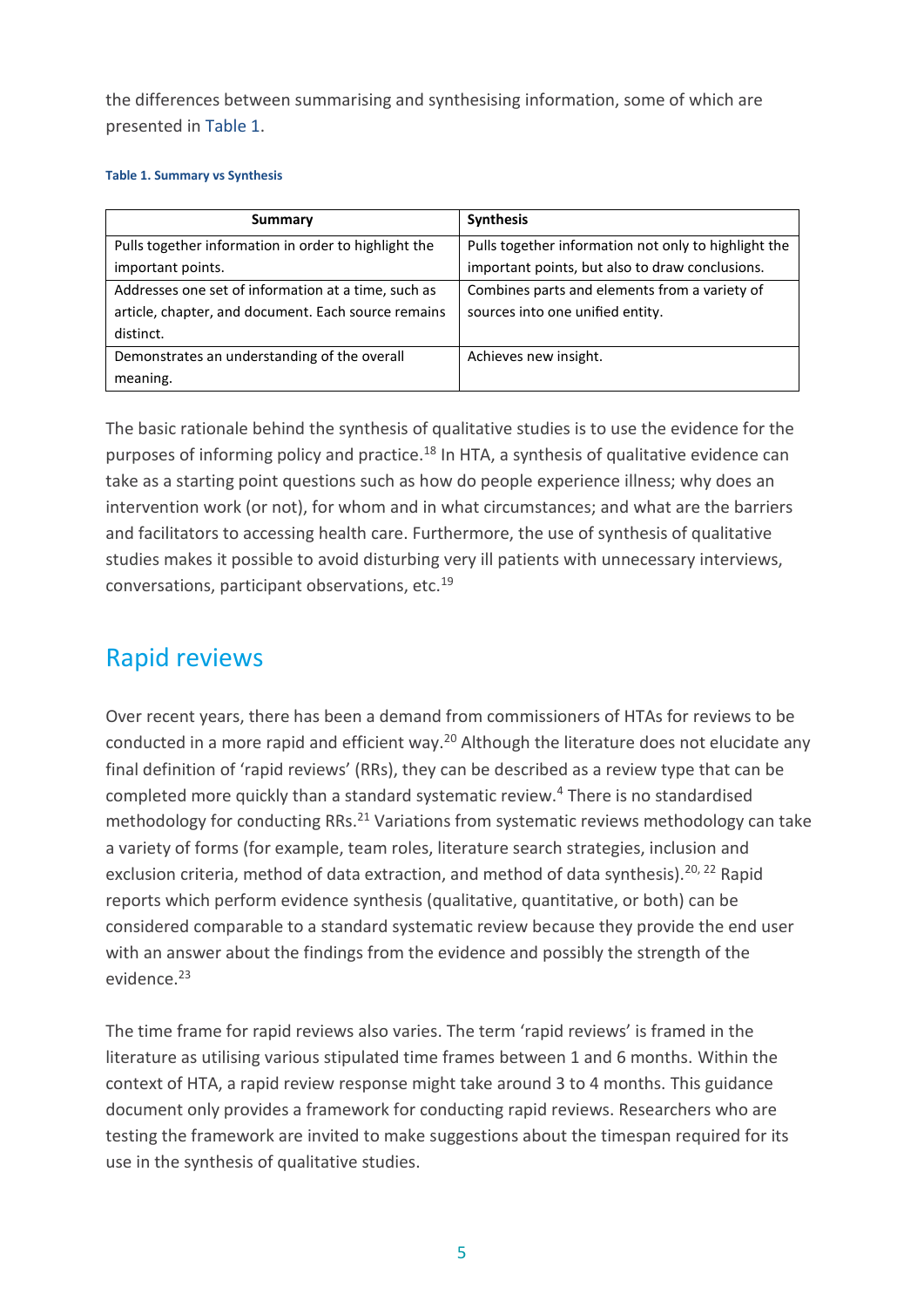the differences between summarising and synthesising information, some of which are presented in Table 1.

**Table 1. Summary vs Synthesis**

| Summary | Synthesis |
| --- | --- |
| Pulls together information in order to highlight the important points. | Pulls together information not only to highlight the important points, but also to draw conclusions. |
| Addresses one set of information at a time, such as article, chapter, and document. Each source remains distinct. | Combines parts and elements from a variety of sources into one unified entity. |
| Demonstrates an understanding of the overall meaning. | Achieves new insight. |

The basic rationale behind the synthesis of qualitative studies is to use the evidence for the purposes of informing policy and practice.[18] In HTA, a synthesis of qualitative evidence can take as a starting point questions such as how do people experience illness; why does an intervention work (or not), for whom and in what circumstances; and what are the barriers and facilitators to accessing health care. Furthermore, the use of synthesis of qualitative studies makes it possible to avoid disturbing very ill patients with unnecessary interviews, conversations, participant observations, etc.[19]

## Rapid reviews

Over recent years, there has been a demand from commissioners of HTAs for reviews to be conducted in a more rapid and efficient way.[20] Although the literature does not elucidate any final definition of 'rapid reviews' (RRs), they can be described as a review type that can be completed more quickly than a standard systematic review.[4] There is no standardised methodology for conducting RRs.[21] Variations from systematic reviews methodology can take a variety of forms (for example, team roles, literature search strategies, inclusion and exclusion criteria, method of data extraction, and method of data synthesis).[20, 22] Rapid reports which perform evidence synthesis (qualitative, quantitative, or both) can be considered comparable to a standard systematic review because they provide the end user with an answer about the findings from the evidence and possibly the strength of the evidence.[23]

The time frame for rapid reviews also varies. The term 'rapid reviews' is framed in the literature as utilising various stipulated time frames between 1 and 6 months. Within the context of HTA, a rapid review response might take around 3 to 4 months. This guidance document only provides a framework for conducting rapid reviews. Researchers who are testing the framework are invited to make suggestions about the timespan required for its use in the synthesis of qualitative studies.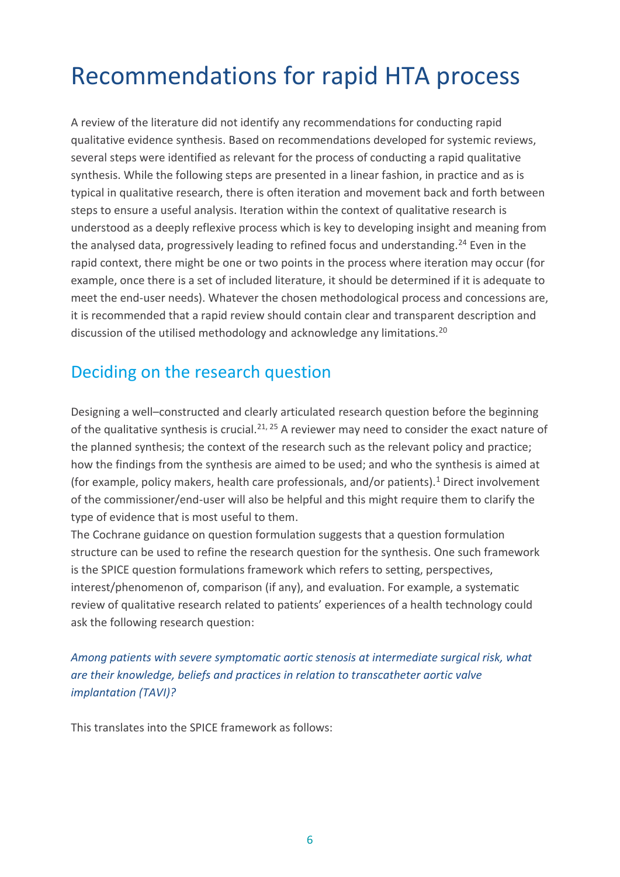# Recommendations for rapid HTA process

A review of the literature did not identify any recommendations for conducting rapid qualitative evidence synthesis. Based on recommendations developed for systemic reviews, several steps were identified as relevant for the process of conducting a rapid qualitative synthesis. While the following steps are presented in a linear fashion, in practice and as is typical in qualitative research, there is often iteration and movement back and forth between steps to ensure a useful analysis. Iteration within the context of qualitative research is understood as a deeply reflexive process which is key to developing insight and meaning from the analysed data, progressively leading to refined focus and understanding.[24] Even in the rapid context, there might be one or two points in the process where iteration may occur (for example, once there is a set of included literature, it should be determined if it is adequate to meet the end-user needs). Whatever the chosen methodological process and concessions are, it is recommended that a rapid review should contain clear and transparent description and discussion of the utilised methodology and acknowledge any limitations.[20]

## Deciding on the research question

Designing a well–constructed and clearly articulated research question before the beginning of the qualitative synthesis is crucial.[21, 25] A reviewer may need to consider the exact nature of the planned synthesis; the context of the research such as the relevant policy and practice; how the findings from the synthesis are aimed to be used; and who the synthesis is aimed at (for example, policy makers, health care professionals, and/or patients).[1] Direct involvement of the commissioner/end-user will also be helpful and this might require them to clarify the type of evidence that is most useful to them.

The Cochrane guidance on question formulation suggests that a question formulation structure can be used to refine the research question for the synthesis. One such framework is the SPICE question formulations framework which refers to setting, perspectives, interest/phenomenon of, comparison (if any), and evaluation. For example, a systematic review of qualitative research related to patients' experiences of a health technology could ask the following research question:

*Among patients with severe symptomatic aortic stenosis at intermediate surgical risk, what are their knowledge, beliefs and practices in relation to transcatheter aortic valve implantation (TAVI)?*

This translates into the SPICE framework as follows: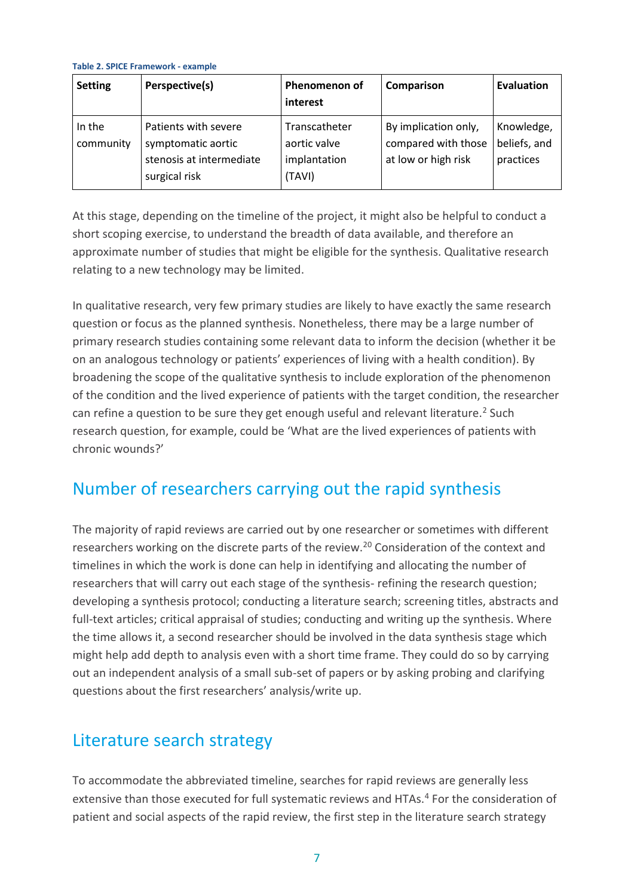**Table 2. SPICE Framework - example**

| Setting | Perspective(s) | Phenomenon of interest | Comparison | Evaluation |
| --- | --- | --- | --- | --- |
| In the community | Patients with severe symptomatic aortic stenosis at intermediate surgical risk | Transcatheter aortic valve implantation (TAVI) | By implication only, compared with those at low or high risk | Knowledge, beliefs, and practices |

At this stage, depending on the timeline of the project, it might also be helpful to conduct a short scoping exercise, to understand the breadth of data available, and therefore an approximate number of studies that might be eligible for the synthesis. Qualitative research relating to a new technology may be limited.

In qualitative research, very few primary studies are likely to have exactly the same research question or focus as the planned synthesis. Nonetheless, there may be a large number of primary research studies containing some relevant data to inform the decision (whether it be on an analogous technology or patients' experiences of living with a health condition). By broadening the scope of the qualitative synthesis to include exploration of the phenomenon of the condition and the lived experience of patients with the target condition, the researcher can refine a question to be sure they get enough useful and relevant literature.[2] Such research question, for example, could be 'What are the lived experiences of patients with chronic wounds?'

## Number of researchers carrying out the rapid synthesis

The majority of rapid reviews are carried out by one researcher or sometimes with different researchers working on the discrete parts of the review.[20] Consideration of the context and timelines in which the work is done can help in identifying and allocating the number of researchers that will carry out each stage of the synthesis- refining the research question; developing a synthesis protocol; conducting a literature search; screening titles, abstracts and full-text articles; critical appraisal of studies; conducting and writing up the synthesis. Where the time allows it, a second researcher should be involved in the data synthesis stage which might help add depth to analysis even with a short time frame. They could do so by carrying out an independent analysis of a small sub-set of papers or by asking probing and clarifying questions about the first researchers' analysis/write up.

## Literature search strategy

To accommodate the abbreviated timeline, searches for rapid reviews are generally less extensive than those executed for full systematic reviews and HTAs.[4] For the consideration of patient and social aspects of the rapid review, the first step in the literature search strategy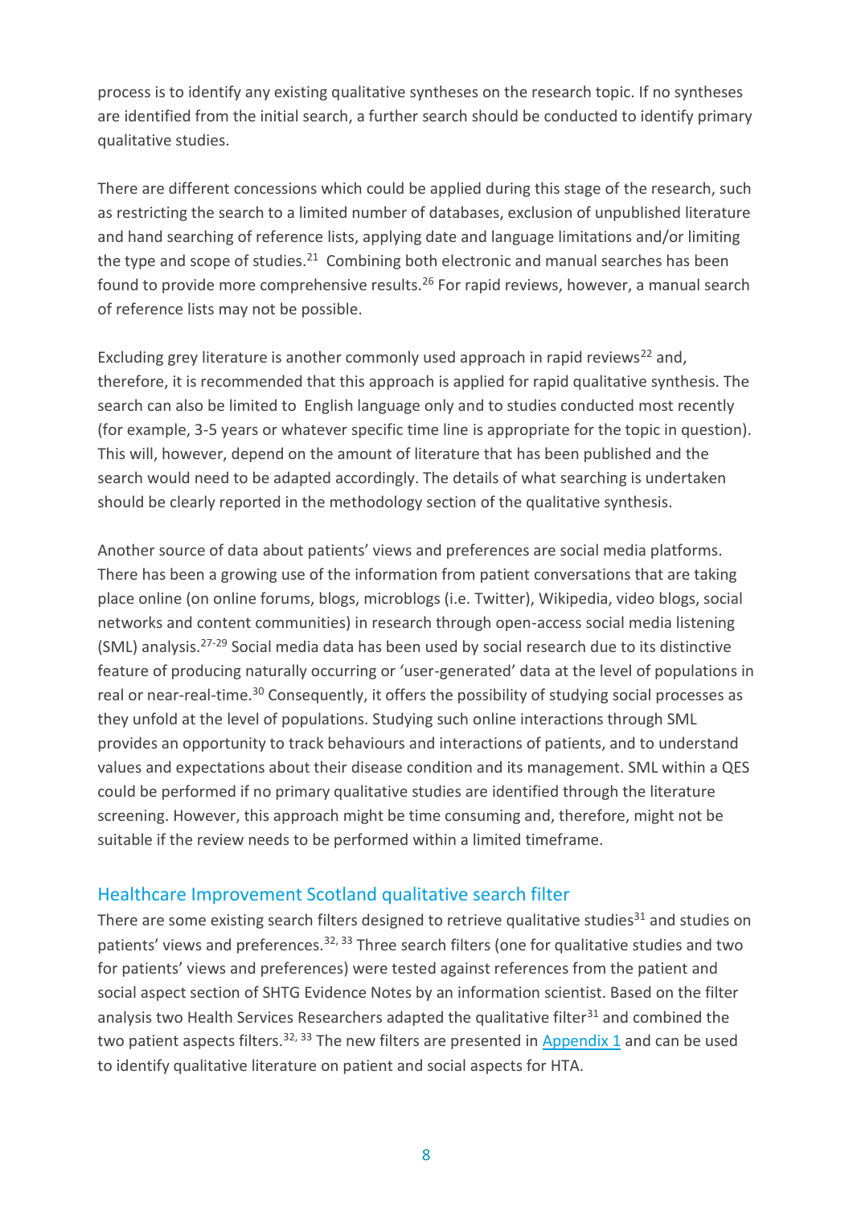process is to identify any existing qualitative syntheses on the research topic. If no syntheses are identified from the initial search, a further search should be conducted to identify primary qualitative studies.

There are different concessions which could be applied during this stage of the research, such as restricting the search to a limited number of databases, exclusion of unpublished literature and hand searching of reference lists, applying date and language limitations and/or limiting the type and scope of studies.[21] Combining both electronic and manual searches has been found to provide more comprehensive results.[26] For rapid reviews, however, a manual search of reference lists may not be possible.

Excluding grey literature is another commonly used approach in rapid reviews[22] and, therefore, it is recommended that this approach is applied for rapid qualitative synthesis. The search can also be limited to English language only and to studies conducted most recently (for example, 3-5 years or whatever specific time line is appropriate for the topic in question). This will, however, depend on the amount of literature that has been published and the search would need to be adapted accordingly. The details of what searching is undertaken should be clearly reported in the methodology section of the qualitative synthesis.

Another source of data about patients' views and preferences are social media platforms. There has been a growing use of the information from patient conversations that are taking place online (on online forums, blogs, microblogs (i.e. Twitter), Wikipedia, video blogs, social networks and content communities) in research through open-access social media listening (SML) analysis.[27-29] Social media data has been used by social research due to its distinctive feature of producing naturally occurring or 'user-generated' data at the level of populations in real or near-real-time.[30] Consequently, it offers the possibility of studying social processes as they unfold at the level of populations. Studying such online interactions through SML provides an opportunity to track behaviours and interactions of patients, and to understand values and expectations about their disease condition and its management. SML within a QES could be performed if no primary qualitative studies are identified through the literature screening. However, this approach might be time consuming and, therefore, might not be suitable if the review needs to be performed within a limited timeframe.

## Healthcare Improvement Scotland qualitative search filter

There are some existing search filters designed to retrieve qualitative studies[31] and studies on patients' views and preferences.[32, 33] Three search filters (one for qualitative studies and two for patients' views and preferences) were tested against references from the patient and social aspect section of SHTG Evidence Notes by an information scientist. Based on the filter analysis two Health Services Researchers adapted the qualitative filter[31] and combined the two patient aspects filters.[32, 33] The new filters are presented in Appendix 1 and can be used to identify qualitative literature on patient and social aspects for HTA.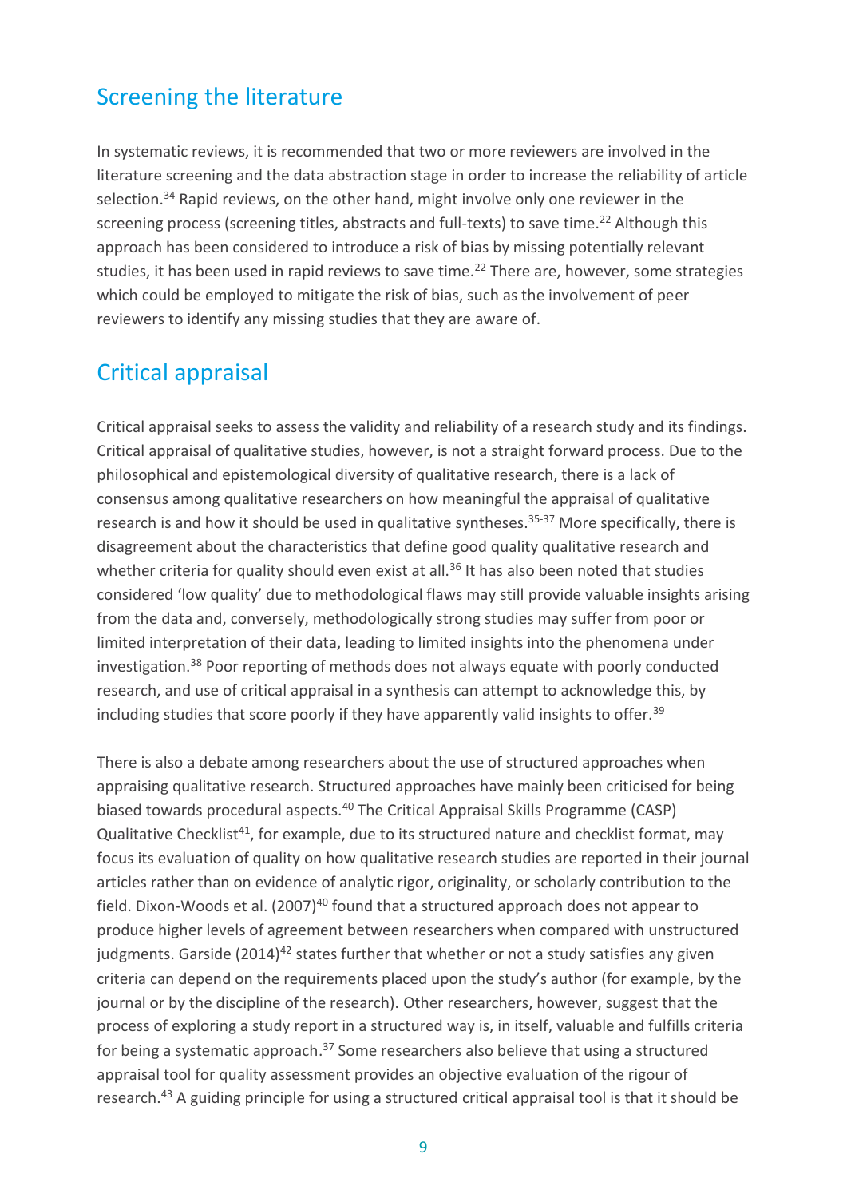## Screening the literature

In systematic reviews, it is recommended that two or more reviewers are involved in the literature screening and the data abstraction stage in order to increase the reliability of article selection.[34] Rapid reviews, on the other hand, might involve only one reviewer in the screening process (screening titles, abstracts and full-texts) to save time.[22] Although this approach has been considered to introduce a risk of bias by missing potentially relevant studies, it has been used in rapid reviews to save time.[22] There are, however, some strategies which could be employed to mitigate the risk of bias, such as the involvement of peer reviewers to identify any missing studies that they are aware of.

## Critical appraisal

Critical appraisal seeks to assess the validity and reliability of a research study and its findings. Critical appraisal of qualitative studies, however, is not a straight forward process. Due to the philosophical and epistemological diversity of qualitative research, there is a lack of consensus among qualitative researchers on how meaningful the appraisal of qualitative research is and how it should be used in qualitative syntheses.[35-37] More specifically, there is disagreement about the characteristics that define good quality qualitative research and whether criteria for quality should even exist at all.[36] It has also been noted that studies considered 'low quality' due to methodological flaws may still provide valuable insights arising from the data and, conversely, methodologically strong studies may suffer from poor or limited interpretation of their data, leading to limited insights into the phenomena under investigation.[38] Poor reporting of methods does not always equate with poorly conducted research, and use of critical appraisal in a synthesis can attempt to acknowledge this, by including studies that score poorly if they have apparently valid insights to offer.[39]

There is also a debate among researchers about the use of structured approaches when appraising qualitative research. Structured approaches have mainly been criticised for being biased towards procedural aspects.[40] The Critical Appraisal Skills Programme (CASP) Qualitative Checklist[41], for example, due to its structured nature and checklist format, may focus its evaluation of quality on how qualitative research studies are reported in their journal articles rather than on evidence of analytic rigor, originality, or scholarly contribution to the field. Dixon-Woods et al. (2007)[40] found that a structured approach does not appear to produce higher levels of agreement between researchers when compared with unstructured judgments. Garside (2014)[42] states further that whether or not a study satisfies any given criteria can depend on the requirements placed upon the study's author (for example, by the journal or by the discipline of the research). Other researchers, however, suggest that the process of exploring a study report in a structured way is, in itself, valuable and fulfills criteria for being a systematic approach.[37] Some researchers also believe that using a structured appraisal tool for quality assessment provides an objective evaluation of the rigour of research.[43] A guiding principle for using a structured critical appraisal tool is that it should be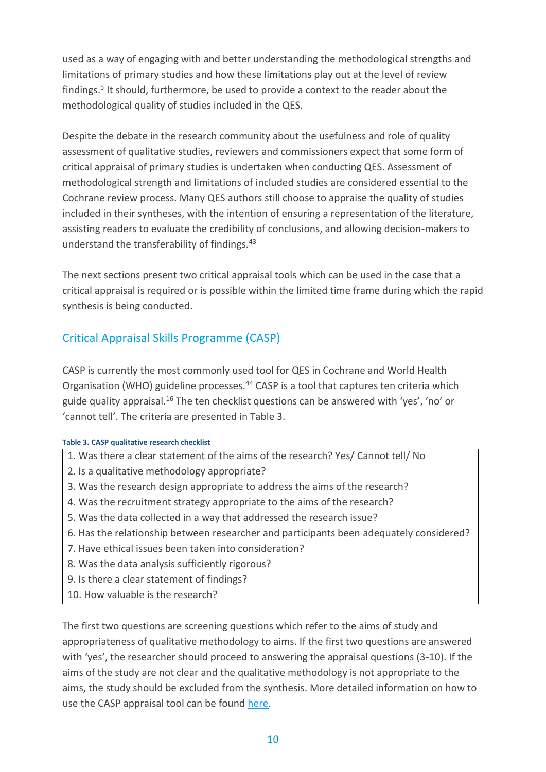used as a way of engaging with and better understanding the methodological strengths and limitations of primary studies and how these limitations play out at the level of review findings.[5] It should, furthermore, be used to provide a context to the reader about the methodological quality of studies included in the QES.

Despite the debate in the research community about the usefulness and role of quality assessment of qualitative studies, reviewers and commissioners expect that some form of critical appraisal of primary studies is undertaken when conducting QES. Assessment of methodological strength and limitations of included studies are considered essential to the Cochrane review process. Many QES authors still choose to appraise the quality of studies included in their syntheses, with the intention of ensuring a representation of the literature, assisting readers to evaluate the credibility of conclusions, and allowing decision-makers to understand the transferability of findings.[43]

The next sections present two critical appraisal tools which can be used in the case that a critical appraisal is required or is possible within the limited time frame during which the rapid synthesis is being conducted.

## Critical Appraisal Skills Programme (CASP)

CASP is currently the most commonly used tool for QES in Cochrane and World Health Organisation (WHO) guideline processes.[44] CASP is a tool that captures ten criteria which guide quality appraisal.[16] The ten checklist questions can be answered with 'yes', 'no' or 'cannot tell'. The criteria are presented in Table 3.

**Table 3. CASP qualitative research checklist**

| |
|---|
| 1. Was there a clear statement of the aims of the research? Yes/ Cannot tell/ No |
| 2. Is a qualitative methodology appropriate? |
| 3. Was the research design appropriate to address the aims of the research? |
| 4. Was the recruitment strategy appropriate to the aims of the research? |
| 5. Was the data collected in a way that addressed the research issue? |
| 6. Has the relationship between researcher and participants been adequately considered? |
| 7. Have ethical issues been taken into consideration? |
| 8. Was the data analysis sufficiently rigorous? |
| 9. Is there a clear statement of findings? |
| 10. How valuable is the research? |

The first two questions are screening questions which refer to the aims of study and appropriateness of qualitative methodology to aims. If the first two questions are answered with 'yes', the researcher should proceed to answering the appraisal questions (3-10). If the aims of the study are not clear and the qualitative methodology is not appropriate to the aims, the study should be excluded from the synthesis. More detailed information on how to use the CASP appraisal tool can be found here.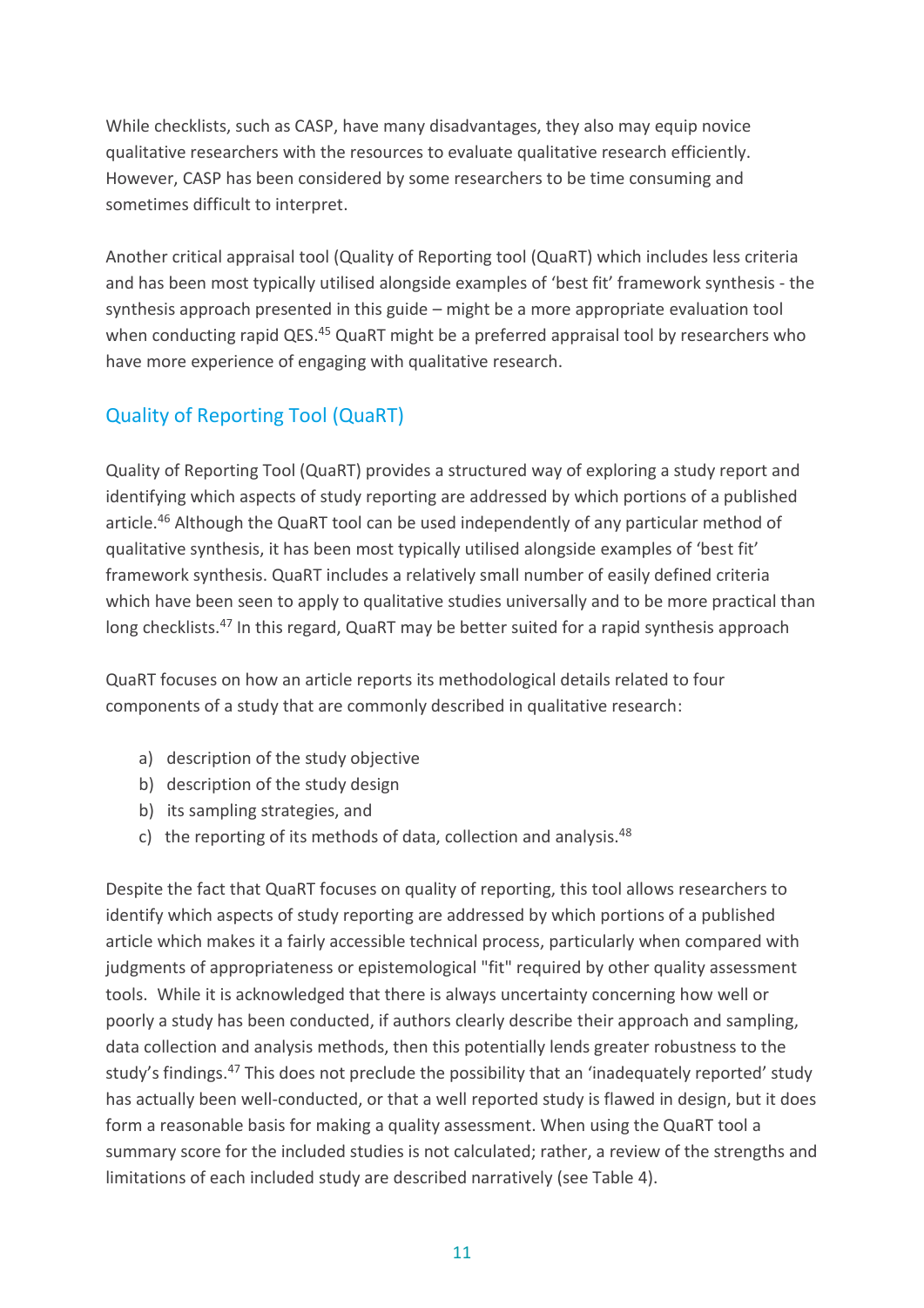While checklists, such as CASP, have many disadvantages, they also may equip novice qualitative researchers with the resources to evaluate qualitative research efficiently. However, CASP has been considered by some researchers to be time consuming and sometimes difficult to interpret.

Another critical appraisal tool (Quality of Reporting tool (QuaRT) which includes less criteria and has been most typically utilised alongside examples of 'best fit' framework synthesis - the synthesis approach presented in this guide – might be a more appropriate evaluation tool when conducting rapid QES.[45] QuaRT might be a preferred appraisal tool by researchers who have more experience of engaging with qualitative research.

## Quality of Reporting Tool (QuaRT)

Quality of Reporting Tool (QuaRT) provides a structured way of exploring a study report and identifying which aspects of study reporting are addressed by which portions of a published article.[46] Although the QuaRT tool can be used independently of any particular method of qualitative synthesis, it has been most typically utilised alongside examples of 'best fit' framework synthesis. QuaRT includes a relatively small number of easily defined criteria which have been seen to apply to qualitative studies universally and to be more practical than long checklists.[47] In this regard, QuaRT may be better suited for a rapid synthesis approach

QuaRT focuses on how an article reports its methodological details related to four components of a study that are commonly described in qualitative research:

a) description of the study objective
b) description of the study design
b) its sampling strategies, and
c) the reporting of its methods of data, collection and analysis.[48]

Despite the fact that QuaRT focuses on quality of reporting, this tool allows researchers to identify which aspects of study reporting are addressed by which portions of a published article which makes it a fairly accessible technical process, particularly when compared with judgments of appropriateness or epistemological "fit" required by other quality assessment tools. While it is acknowledged that there is always uncertainty concerning how well or poorly a study has been conducted, if authors clearly describe their approach and sampling, data collection and analysis methods, then this potentially lends greater robustness to the study's findings.[47] This does not preclude the possibility that an 'inadequately reported' study has actually been well-conducted, or that a well reported study is flawed in design, but it does form a reasonable basis for making a quality assessment. When using the QuaRT tool a summary score for the included studies is not calculated; rather, a review of the strengths and limitations of each included study are described narratively (see Table 4).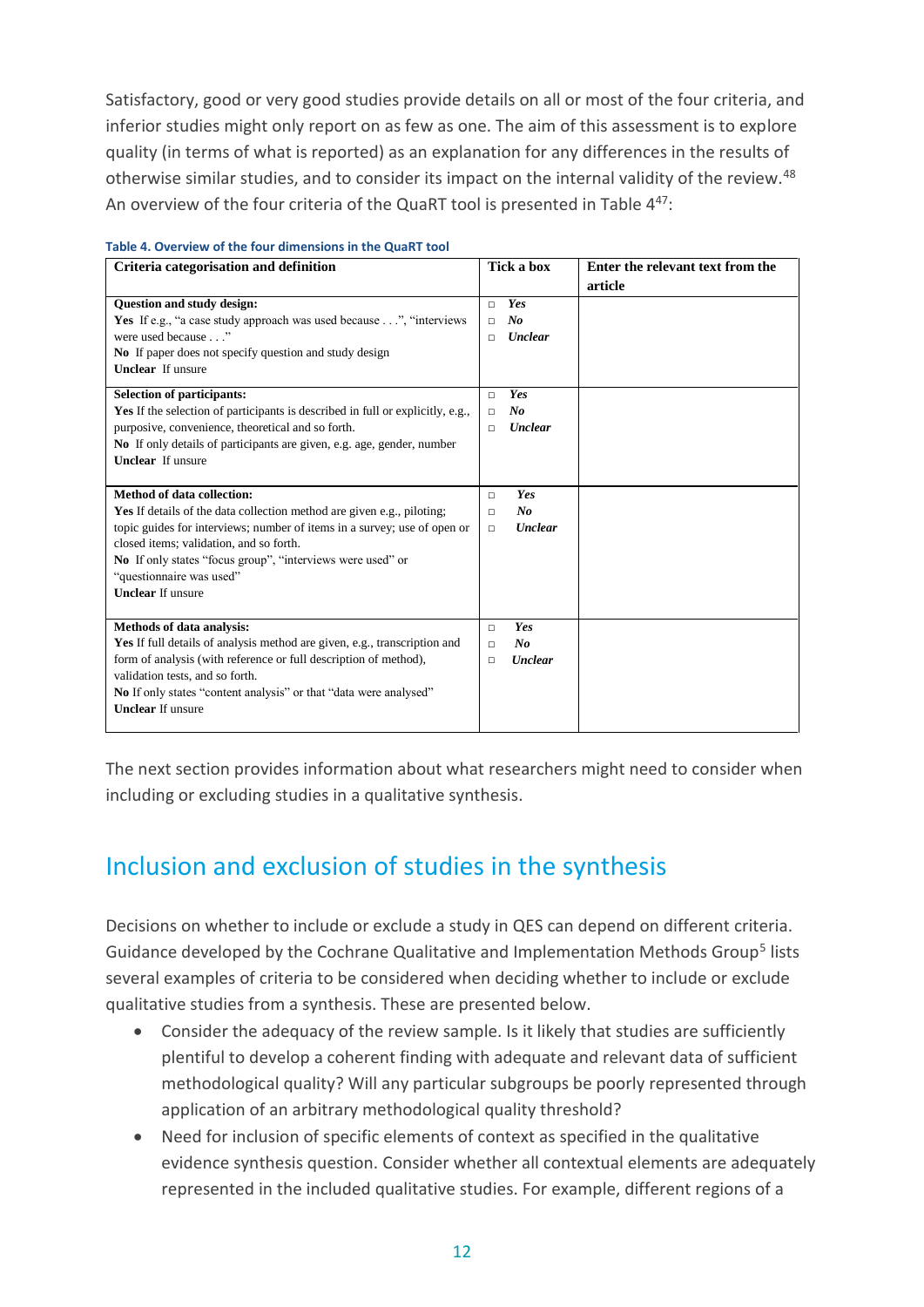Satisfactory, good or very good studies provide details on all or most of the four criteria, and inferior studies might only report on as few as one. The aim of this assessment is to explore quality (in terms of what is reported) as an explanation for any differences in the results of otherwise similar studies, and to consider its impact on the internal validity of the review.[48] An overview of the four criteria of the QuaRT tool is presented in Table 4[47]:

**Table 4. Overview of the four dimensions in the QuaRT tool**

| Criteria categorisation and definition | Tick a box | Enter the relevant text from the article |
|---|---|---|
| **Question and study design:**<br>**Yes** If e.g., "a case study approach was used because . . .", "interviews were used because . . ."<br>**No** If paper does not specify question and study design<br>**Unclear** If unsure | □ ***Yes***<br>□ ***No***<br>□ ***Unclear*** | |
| **Selection of participants:**<br>**Yes** If the selection of participants is described in full or explicitly, e.g., purposive, convenience, theoretical and so forth.<br>**No** If only details of participants are given, e.g. age, gender, number<br>**Unclear** If unsure | □ ***Yes***<br>□ ***No***<br>□ ***Unclear*** | |
| **Method of data collection:**<br>**Yes** If details of the data collection method are given e.g., piloting; topic guides for interviews; number of items in a survey; use of open or closed items; validation, and so forth.<br>**No** If only states "focus group", "interviews were used" or "questionnaire was used"<br>**Unclear** If unsure | □ ***Yes***<br>□ ***No***<br>□ ***Unclear*** | |
| **Methods of data analysis:**<br>**Yes** If full details of analysis method are given, e.g., transcription and form of analysis (with reference or full description of method), validation tests, and so forth.<br>**No** If only states "content analysis" or that "data were analysed"<br>**Unclear** If unsure | □ ***Yes***<br>□ ***No***<br>□ ***Unclear*** | |

The next section provides information about what researchers might need to consider when including or excluding studies in a qualitative synthesis.

## Inclusion and exclusion of studies in the synthesis

Decisions on whether to include or exclude a study in QES can depend on different criteria. Guidance developed by the Cochrane Qualitative and Implementation Methods Group[5] lists several examples of criteria to be considered when deciding whether to include or exclude qualitative studies from a synthesis. These are presented below.

- Consider the adequacy of the review sample. Is it likely that studies are sufficiently plentiful to develop a coherent finding with adequate and relevant data of sufficient methodological quality? Will any particular subgroups be poorly represented through application of an arbitrary methodological quality threshold?
- Need for inclusion of specific elements of context as specified in the qualitative evidence synthesis question. Consider whether all contextual elements are adequately represented in the included qualitative studies. For example, different regions of a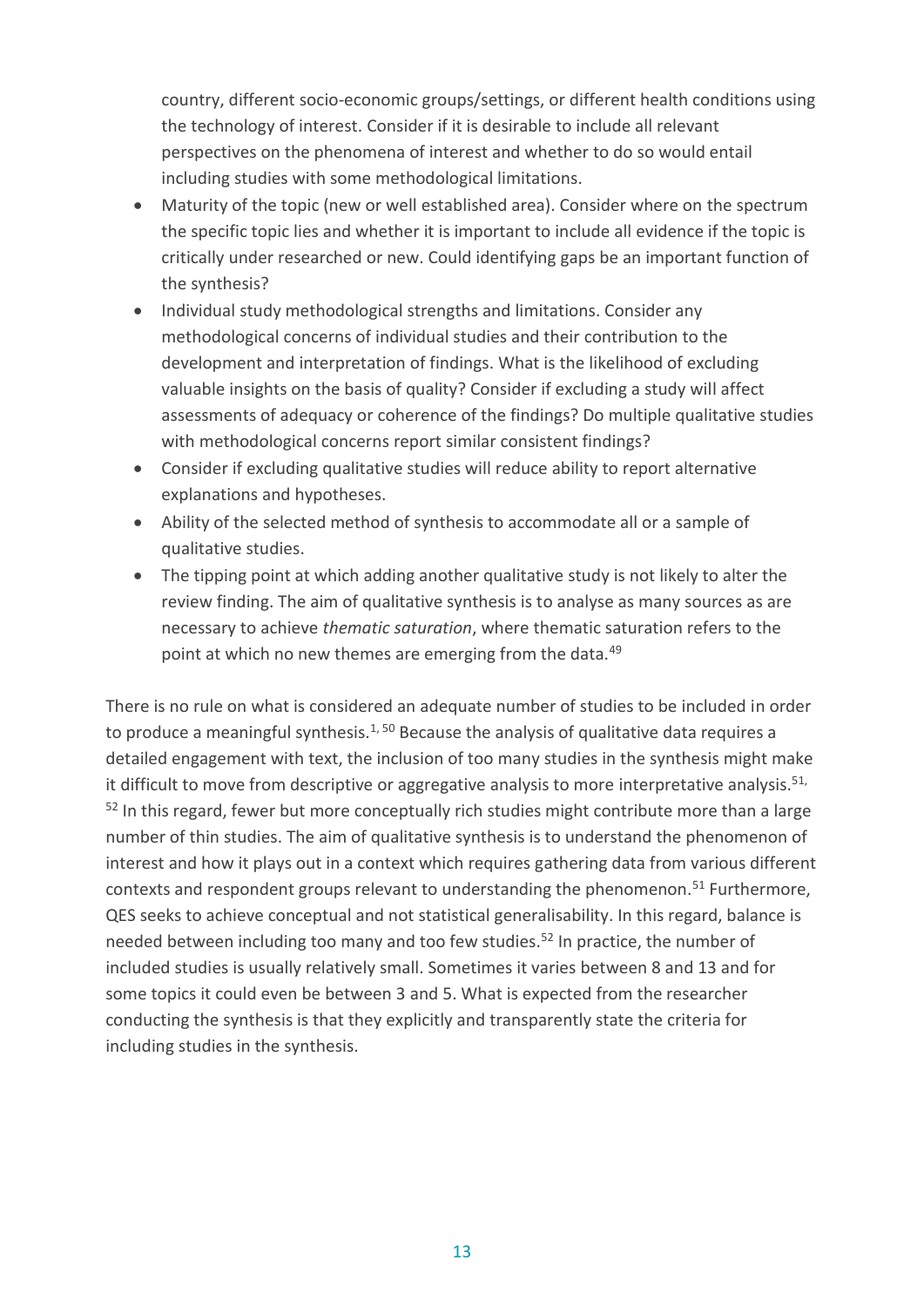country, different socio-economic groups/settings, or different health conditions using the technology of interest. Consider if it is desirable to include all relevant perspectives on the phenomena of interest and whether to do so would entail including studies with some methodological limitations.

- Maturity of the topic (new or well established area). Consider where on the spectrum the specific topic lies and whether it is important to include all evidence if the topic is critically under researched or new. Could identifying gaps be an important function of the synthesis?
- Individual study methodological strengths and limitations. Consider any methodological concerns of individual studies and their contribution to the development and interpretation of findings. What is the likelihood of excluding valuable insights on the basis of quality? Consider if excluding a study will affect assessments of adequacy or coherence of the findings? Do multiple qualitative studies with methodological concerns report similar consistent findings?
- Consider if excluding qualitative studies will reduce ability to report alternative explanations and hypotheses.
- Ability of the selected method of synthesis to accommodate all or a sample of qualitative studies.
- The tipping point at which adding another qualitative study is not likely to alter the review finding. The aim of qualitative synthesis is to analyse as many sources as are necessary to achieve *thematic saturation*, where thematic saturation refers to the point at which no new themes are emerging from the data.[49]

There is no rule on what is considered an adequate number of studies to be included in order to produce a meaningful synthesis.[1, 50] Because the analysis of qualitative data requires a detailed engagement with text, the inclusion of too many studies in the synthesis might make it difficult to move from descriptive or aggregative analysis to more interpretative analysis.[51, 52] In this regard, fewer but more conceptually rich studies might contribute more than a large number of thin studies. The aim of qualitative synthesis is to understand the phenomenon of interest and how it plays out in a context which requires gathering data from various different contexts and respondent groups relevant to understanding the phenomenon.[51] Furthermore, QES seeks to achieve conceptual and not statistical generalisability. In this regard, balance is needed between including too many and too few studies.[52] In practice, the number of included studies is usually relatively small. Sometimes it varies between 8 and 13 and for some topics it could even be between 3 and 5. What is expected from the researcher conducting the synthesis is that they explicitly and transparently state the criteria for including studies in the synthesis.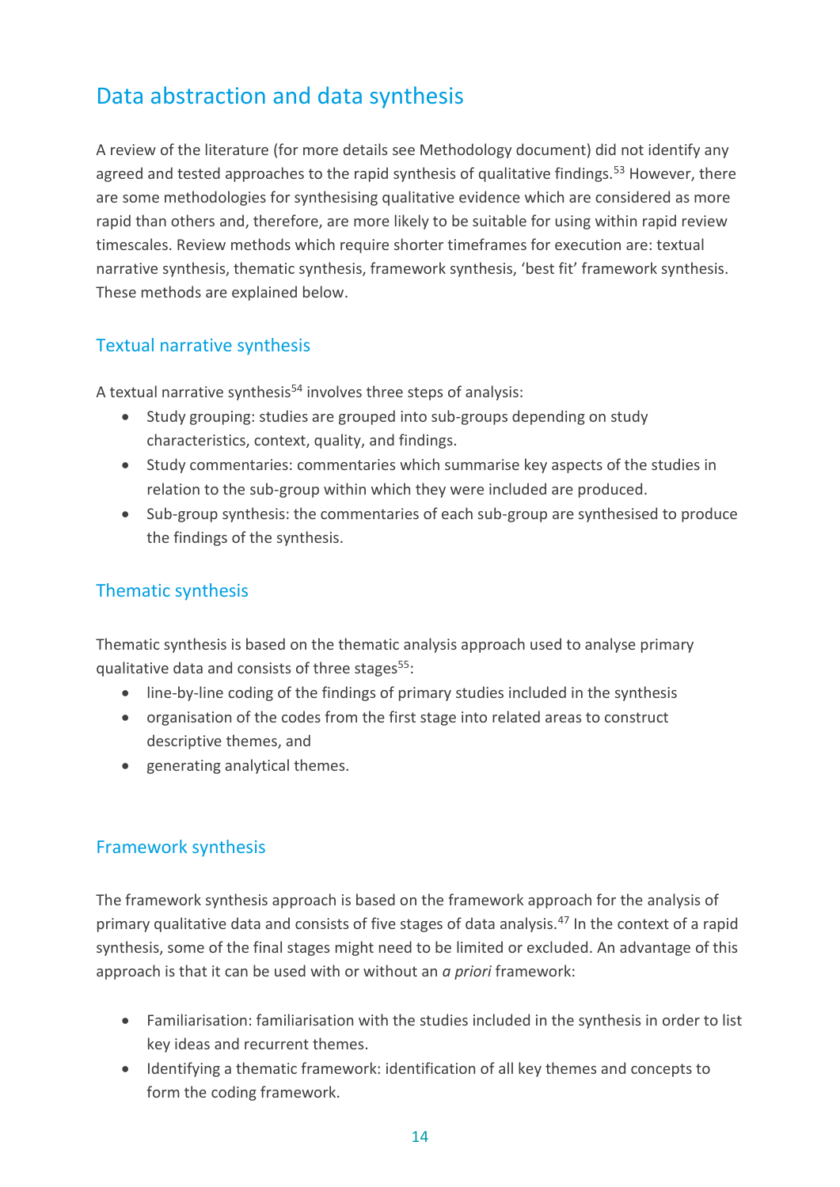## Data abstraction and data synthesis

A review of the literature (for more details see Methodology document) did not identify any agreed and tested approaches to the rapid synthesis of qualitative findings.[53] However, there are some methodologies for synthesising qualitative evidence which are considered as more rapid than others and, therefore, are more likely to be suitable for using within rapid review timescales. Review methods which require shorter timeframes for execution are: textual narrative synthesis, thematic synthesis, framework synthesis, 'best fit' framework synthesis. These methods are explained below.

### Textual narrative synthesis

A textual narrative synthesis[54] involves three steps of analysis:

- Study grouping: studies are grouped into sub-groups depending on study characteristics, context, quality, and findings.
- Study commentaries: commentaries which summarise key aspects of the studies in relation to the sub-group within which they were included are produced.
- Sub-group synthesis: the commentaries of each sub-group are synthesised to produce the findings of the synthesis.

### Thematic synthesis

Thematic synthesis is based on the thematic analysis approach used to analyse primary qualitative data and consists of three stages[55]:

- line-by-line coding of the findings of primary studies included in the synthesis
- organisation of the codes from the first stage into related areas to construct descriptive themes, and
- generating analytical themes.

### Framework synthesis

The framework synthesis approach is based on the framework approach for the analysis of primary qualitative data and consists of five stages of data analysis.[47] In the context of a rapid synthesis, some of the final stages might need to be limited or excluded. An advantage of this approach is that it can be used with or without an *a priori* framework:

- Familiarisation: familiarisation with the studies included in the synthesis in order to list key ideas and recurrent themes.
- Identifying a thematic framework: identification of all key themes and concepts to form the coding framework.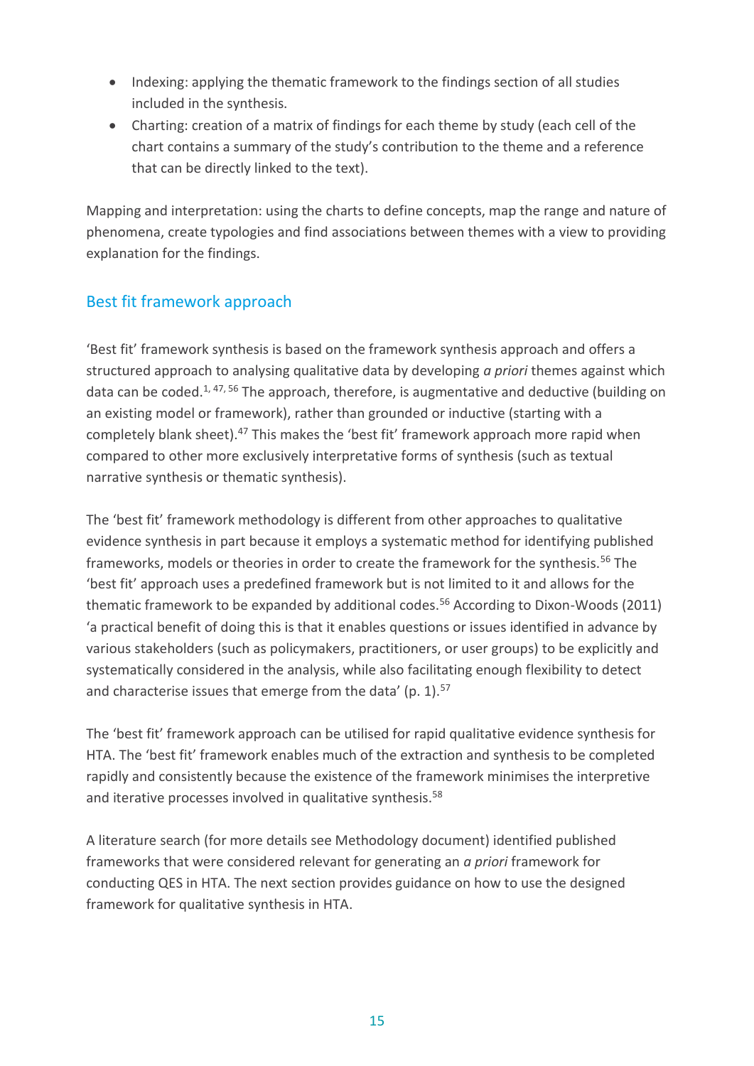- Indexing: applying the thematic framework to the findings section of all studies included in the synthesis.
- Charting: creation of a matrix of findings for each theme by study (each cell of the chart contains a summary of the study's contribution to the theme and a reference that can be directly linked to the text).

Mapping and interpretation: using the charts to define concepts, map the range and nature of phenomena, create typologies and find associations between themes with a view to providing explanation for the findings.

## Best fit framework approach

'Best fit' framework synthesis is based on the framework synthesis approach and offers a structured approach to analysing qualitative data by developing *a priori* themes against which data can be coded.[1, 47, 56] The approach, therefore, is augmentative and deductive (building on an existing model or framework), rather than grounded or inductive (starting with a completely blank sheet).[47] This makes the 'best fit' framework approach more rapid when compared to other more exclusively interpretative forms of synthesis (such as textual narrative synthesis or thematic synthesis).

The 'best fit' framework methodology is different from other approaches to qualitative evidence synthesis in part because it employs a systematic method for identifying published frameworks, models or theories in order to create the framework for the synthesis.[56] The 'best fit' approach uses a predefined framework but is not limited to it and allows for the thematic framework to be expanded by additional codes.[56] According to Dixon-Woods (2011) 'a practical benefit of doing this is that it enables questions or issues identified in advance by various stakeholders (such as policymakers, practitioners, or user groups) to be explicitly and systematically considered in the analysis, while also facilitating enough flexibility to detect and characterise issues that emerge from the data' (p. 1).[57]

The 'best fit' framework approach can be utilised for rapid qualitative evidence synthesis for HTA. The 'best fit' framework enables much of the extraction and synthesis to be completed rapidly and consistently because the existence of the framework minimises the interpretive and iterative processes involved in qualitative synthesis.[58]

A literature search (for more details see Methodology document) identified published frameworks that were considered relevant for generating an *a priori* framework for conducting QES in HTA. The next section provides guidance on how to use the designed framework for qualitative synthesis in HTA.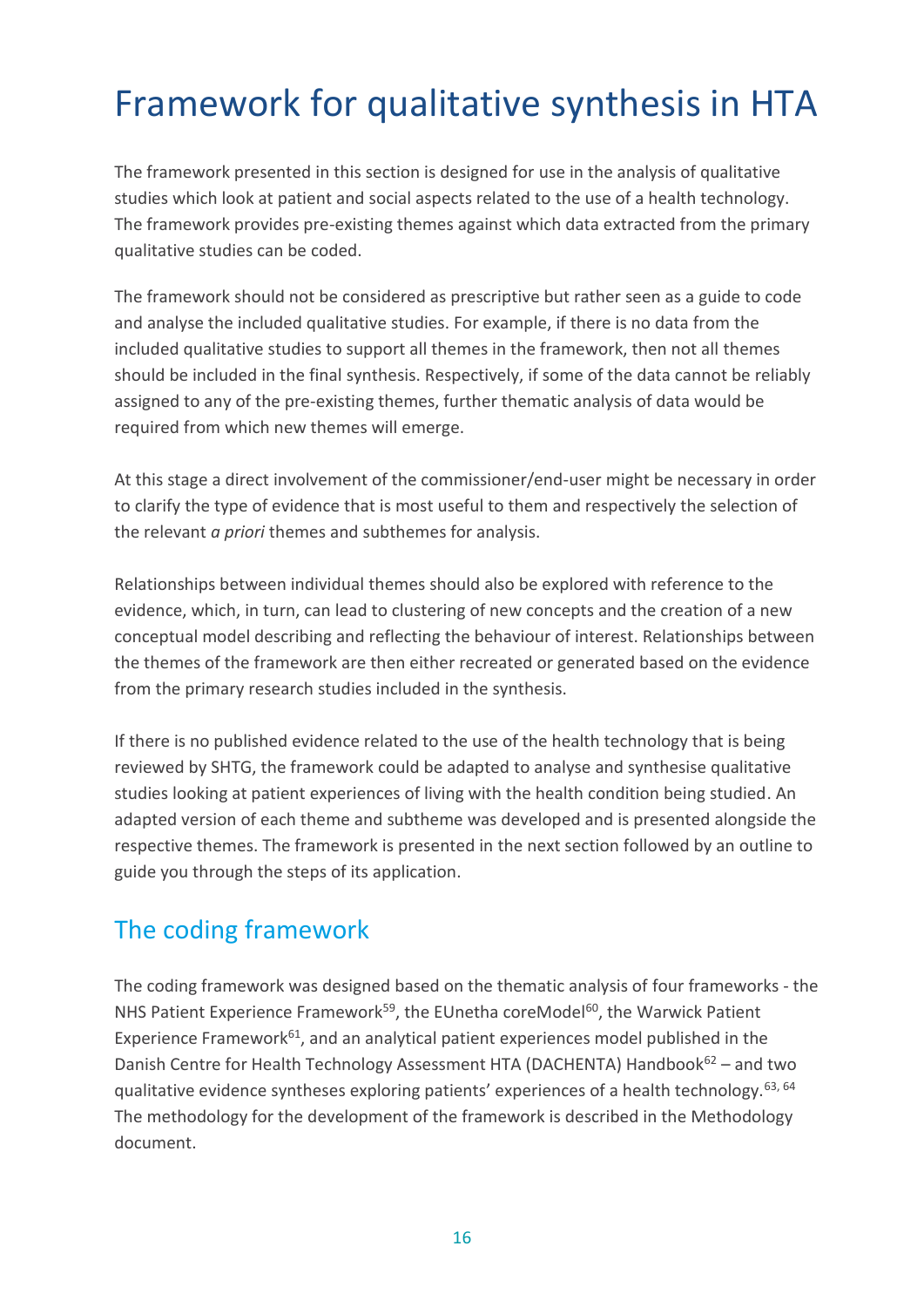# Framework for qualitative synthesis in HTA

The framework presented in this section is designed for use in the analysis of qualitative studies which look at patient and social aspects related to the use of a health technology. The framework provides pre-existing themes against which data extracted from the primary qualitative studies can be coded.

The framework should not be considered as prescriptive but rather seen as a guide to code and analyse the included qualitative studies. For example, if there is no data from the included qualitative studies to support all themes in the framework, then not all themes should be included in the final synthesis. Respectively, if some of the data cannot be reliably assigned to any of the pre-existing themes, further thematic analysis of data would be required from which new themes will emerge.

At this stage a direct involvement of the commissioner/end-user might be necessary in order to clarify the type of evidence that is most useful to them and respectively the selection of the relevant *a priori* themes and subthemes for analysis.

Relationships between individual themes should also be explored with reference to the evidence, which, in turn, can lead to clustering of new concepts and the creation of a new conceptual model describing and reflecting the behaviour of interest. Relationships between the themes of the framework are then either recreated or generated based on the evidence from the primary research studies included in the synthesis.

If there is no published evidence related to the use of the health technology that is being reviewed by SHTG, the framework could be adapted to analyse and synthesise qualitative studies looking at patient experiences of living with the health condition being studied. An adapted version of each theme and subtheme was developed and is presented alongside the respective themes. The framework is presented in the next section followed by an outline to guide you through the steps of its application.

## The coding framework

The coding framework was designed based on the thematic analysis of four frameworks - the NHS Patient Experience Framework[59], the EUnetha coreModel[60], the Warwick Patient Experience Framework[61], and an analytical patient experiences model published in the Danish Centre for Health Technology Assessment HTA (DACHENTA) Handbook[62] – and two qualitative evidence syntheses exploring patients' experiences of a health technology.[63, 64] The methodology for the development of the framework is described in the Methodology document.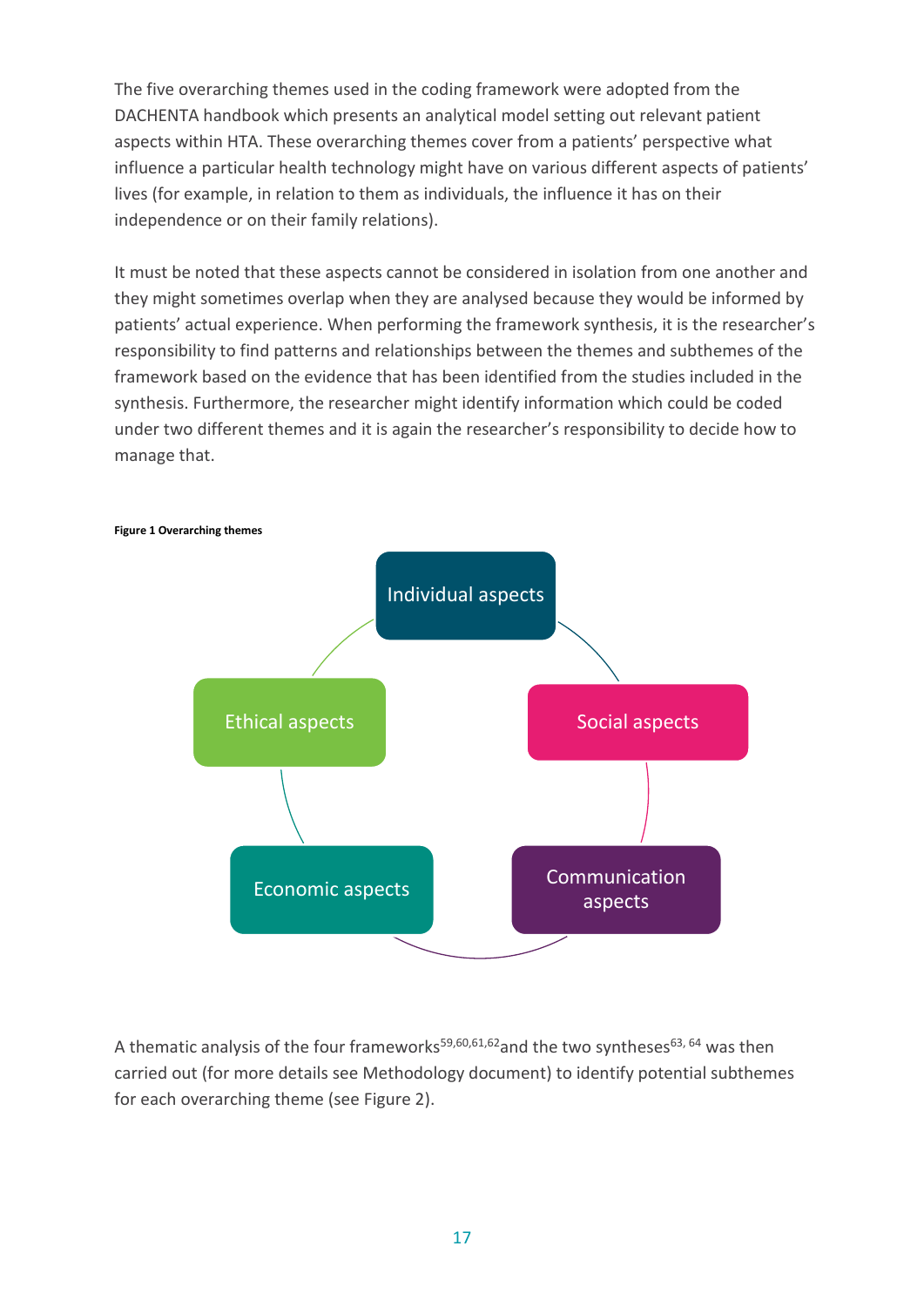The five overarching themes used in the coding framework were adopted from the DACHENTA handbook which presents an analytical model setting out relevant patient aspects within HTA. These overarching themes cover from a patients' perspective what influence a particular health technology might have on various different aspects of patients' lives (for example, in relation to them as individuals, the influence it has on their independence or on their family relations).

It must be noted that these aspects cannot be considered in isolation from one another and they might sometimes overlap when they are analysed because they would be informed by patients' actual experience. When performing the framework synthesis, it is the researcher's responsibility to find patterns and relationships between the themes and subthemes of the framework based on the evidence that has been identified from the studies included in the synthesis. Furthermore, the researcher might identify information which could be coded under two different themes and it is again the researcher's responsibility to decide how to manage that.

**Figure 1 Overarching themes**

Individual aspects

Social aspects

Communication aspects

Economic aspects

Ethical aspects

A thematic analysis of the four frameworks[59,60,61,62] and the two syntheses[63, 64] was then carried out (for more details see Methodology document) to identify potential subthemes for each overarching theme (see Figure 2).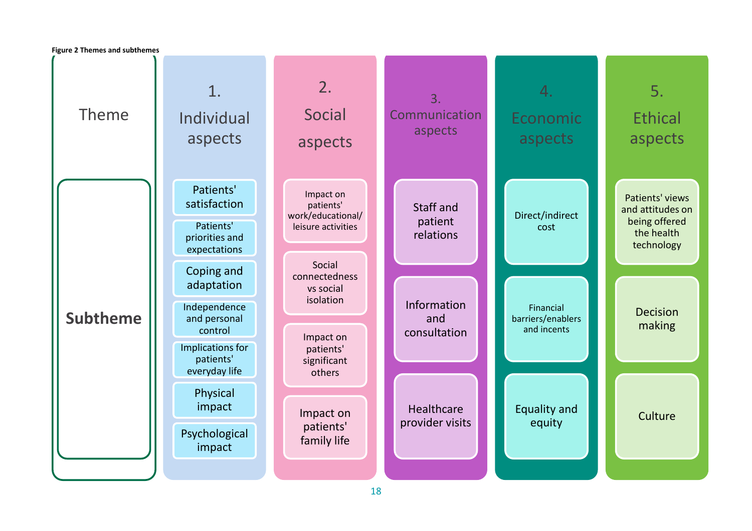**Figure 2 Themes and subthemes**

| Theme | 1. Individual aspects | 2. Social aspects | 3. Communication aspects | 4. Economic aspects | 5. Ethical aspects |
|---|---|---|---|---|---|
| **Subtheme** | Patients' satisfaction | Impact on patients' work/educational/ leisure activities | Staff and patient relations | Direct/indirect cost | Patients' views and attitudes on being offered the health technology |
| | Patients' priorities and expectations | Social connectedness vs social isolation | Information and consultation | Financial barriers/enablers and incents | Decision making |
| | Coping and adaptation | Impact on patients' significant others | Healthcare provider visits | Equality and equity | Culture |
| | Independence and personal control | Impact on patients' family life | | | |
| | Implications for patients' everyday life | | | | |
| | Physical impact | | | | |
| | Psychological impact | | | | |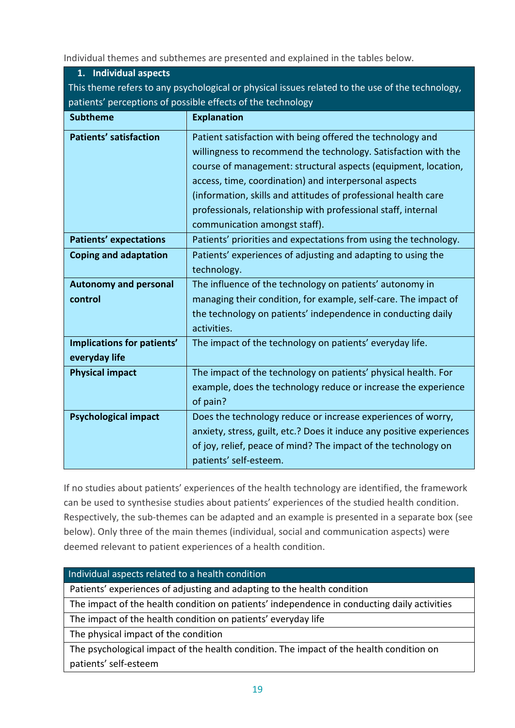Individual themes and subthemes are presented and explained in the tables below.

| **1. Individual aspects**<br>This theme refers to any psychological or physical issues related to the use of the technology, patients' perceptions of possible effects of the technology | |
|---|---|
| **Subtheme** | **Explanation** |
| **Patients' satisfaction** | Patient satisfaction with being offered the technology and willingness to recommend the technology. Satisfaction with the course of management: structural aspects (equipment, location, access, time, coordination) and interpersonal aspects (information, skills and attitudes of professional health care professionals, relationship with professional staff, internal communication amongst staff). |
| **Patients' expectations** | Patients' priorities and expectations from using the technology. |
| **Coping and adaptation** | Patients' experiences of adjusting and adapting to using the technology. |
| **Autonomy and personal control** | The influence of the technology on patients' autonomy in managing their condition, for example, self-care. The impact of the technology on patients' independence in conducting daily activities. |
| **Implications for patients' everyday life** | The impact of the technology on patients' everyday life. |
| **Physical impact** | The impact of the technology on patients' physical health. For example, does the technology reduce or increase the experience of pain? |
| **Psychological impact** | Does the technology reduce or increase experiences of worry, anxiety, stress, guilt, etc.? Does it induce any positive experiences of joy, relief, peace of mind? The impact of the technology on patients' self-esteem. |

If no studies about patients' experiences of the health technology are identified, the framework can be used to synthesise studies about patients' experiences of the studied health condition. Respectively, the sub-themes can be adapted and an example is presented in a separate box (see below). Only three of the main themes (individual, social and communication aspects) were deemed relevant to patient experiences of a health condition.

| Individual aspects related to a health condition |
|---|
| Patients' experiences of adjusting and adapting to the health condition |
| The impact of the health condition on patients' independence in conducting daily activities |
| The impact of the health condition on patients' everyday life |
| The physical impact of the condition |
| The psychological impact of the health condition. The impact of the health condition on patients' self-esteem |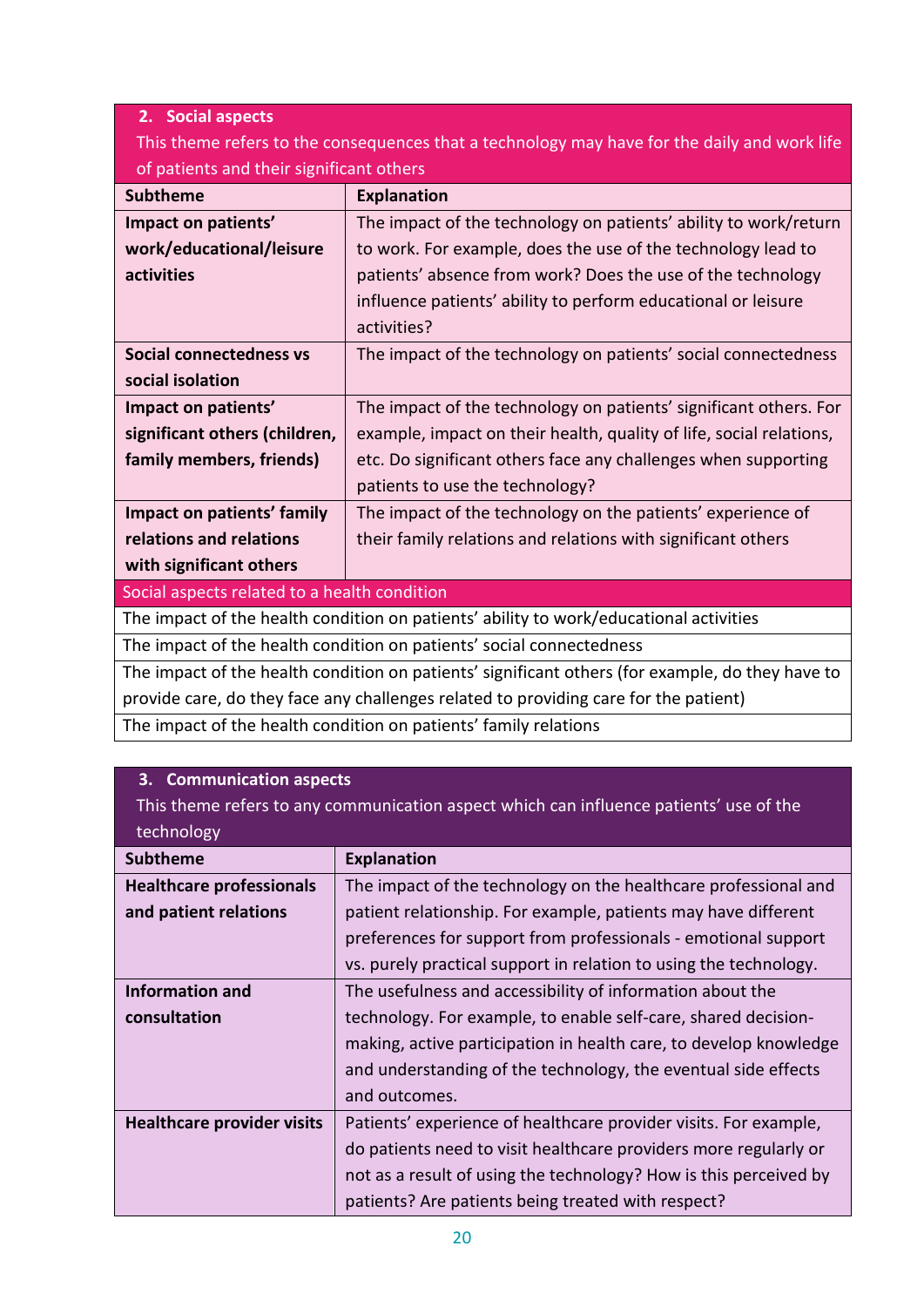| **2. Social aspects** This theme refers to the consequences that a technology may have for the daily and work life of patients and their significant others | |
|---|---|
| **Subtheme** | **Explanation** |
| **Impact on patients' work/educational/leisure activities** | The impact of the technology on patients' ability to work/return to work. For example, does the use of the technology lead to patients' absence from work? Does the use of the technology influence patients' ability to perform educational or leisure activities? |
| **Social connectedness vs social isolation** | The impact of the technology on patients' social connectedness |
| **Impact on patients' significant others (children, family members, friends)** | The impact of the technology on patients' significant others. For example, impact on their health, quality of life, social relations, etc. Do significant others face any challenges when supporting patients to use the technology? |
| **Impact on patients' family relations and relations with significant others** | The impact of the technology on the patients' experience of their family relations and relations with significant others |
| Social aspects related to a health condition | |
| The impact of the health condition on patients' ability to work/educational activities | |
| The impact of the health condition on patients' social connectedness | |
| The impact of the health condition on patients' significant others (for example, do they have to provide care, do they face any challenges related to providing care for the patient) | |
| The impact of the health condition on patients' family relations | |

| **3. Communication aspects** This theme refers to any communication aspect which can influence patients' use of the technology | |
|---|---|
| **Subtheme** | **Explanation** |
| **Healthcare professionals and patient relations** | The impact of the technology on the healthcare professional and patient relationship. For example, patients may have different preferences for support from professionals - emotional support vs. purely practical support in relation to using the technology. |
| **Information and consultation** | The usefulness and accessibility of information about the technology. For example, to enable self-care, shared decision-making, active participation in health care, to develop knowledge and understanding of the technology, the eventual side effects and outcomes. |
| **Healthcare provider visits** | Patients' experience of healthcare provider visits. For example, do patients need to visit healthcare providers more regularly or not as a result of using the technology? How is this perceived by patients? Are patients being treated with respect? |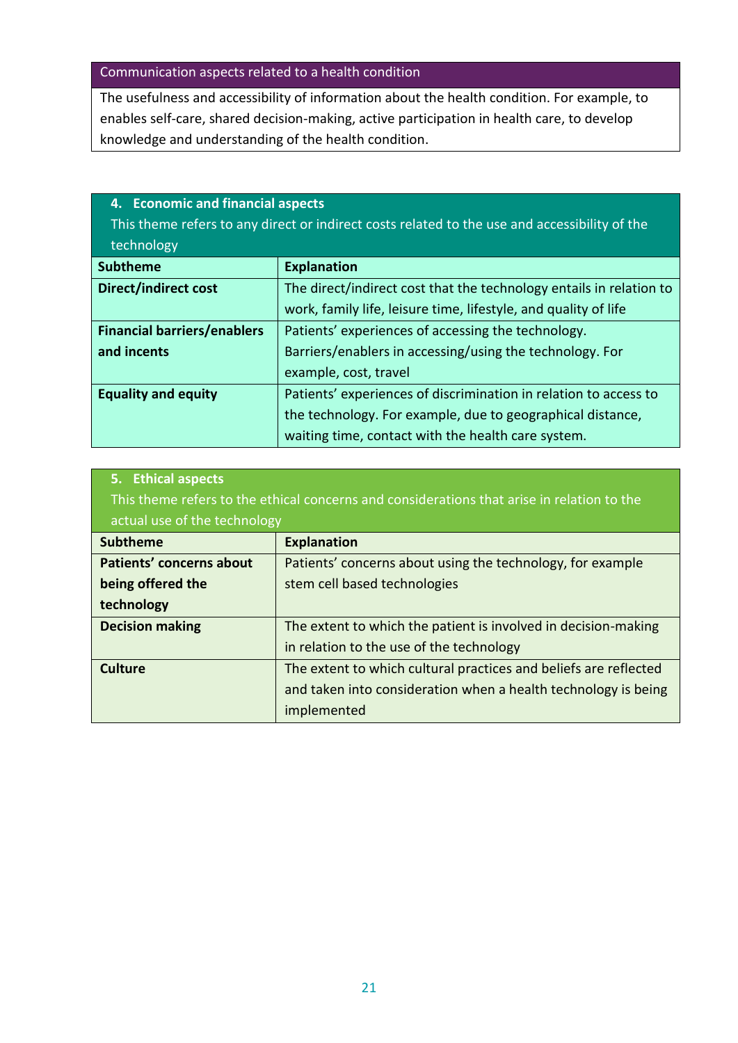| Communication aspects related to a health condition |
| --- |
| The usefulness and accessibility of information about the health condition. For example, to enables self-care, shared decision-making, active participation in health care, to develop knowledge and understanding of the health condition. |

| **4. Economic and financial aspects**<br>This theme refers to any direct or indirect costs related to the use and accessibility of the technology | |
| --- | --- |
| **Subtheme** | **Explanation** |
| **Direct/indirect cost** | The direct/indirect cost that the technology entails in relation to work, family life, leisure time, lifestyle, and quality of life |
| **Financial barriers/enablers and incents** | Patients' experiences of accessing the technology. Barriers/enablers in accessing/using the technology. For example, cost, travel |
| **Equality and equity** | Patients' experiences of discrimination in relation to access to the technology. For example, due to geographical distance, waiting time, contact with the health care system. |

| **5. Ethical aspects**<br>This theme refers to the ethical concerns and considerations that arise in relation to the actual use of the technology | |
| --- | --- |
| **Subtheme** | **Explanation** |
| **Patients' concerns about being offered the technology** | Patients' concerns about using the technology, for example stem cell based technologies |
| **Decision making** | The extent to which the patient is involved in decision-making in relation to the use of the technology |
| **Culture** | The extent to which cultural practices and beliefs are reflected and taken into consideration when a health technology is being implemented |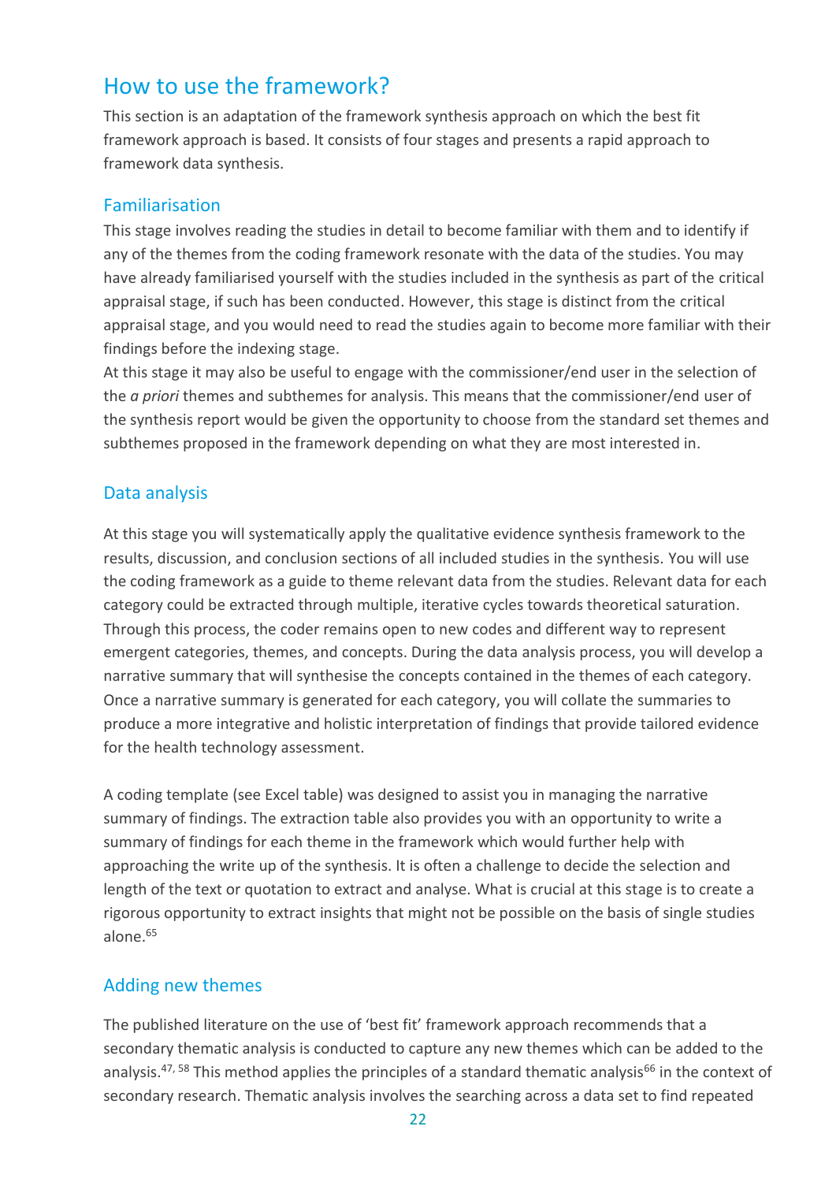## How to use the framework?

This section is an adaptation of the framework synthesis approach on which the best fit framework approach is based. It consists of four stages and presents a rapid approach to framework data synthesis.

### Familiarisation

This stage involves reading the studies in detail to become familiar with them and to identify if any of the themes from the coding framework resonate with the data of the studies. You may have already familiarised yourself with the studies included in the synthesis as part of the critical appraisal stage, if such has been conducted. However, this stage is distinct from the critical appraisal stage, and you would need to read the studies again to become more familiar with their findings before the indexing stage.

At this stage it may also be useful to engage with the commissioner/end user in the selection of the *a priori* themes and subthemes for analysis. This means that the commissioner/end user of the synthesis report would be given the opportunity to choose from the standard set themes and subthemes proposed in the framework depending on what they are most interested in.

### Data analysis

At this stage you will systematically apply the qualitative evidence synthesis framework to the results, discussion, and conclusion sections of all included studies in the synthesis. You will use the coding framework as a guide to theme relevant data from the studies. Relevant data for each category could be extracted through multiple, iterative cycles towards theoretical saturation. Through this process, the coder remains open to new codes and different way to represent emergent categories, themes, and concepts. During the data analysis process, you will develop a narrative summary that will synthesise the concepts contained in the themes of each category. Once a narrative summary is generated for each category, you will collate the summaries to produce a more integrative and holistic interpretation of findings that provide tailored evidence for the health technology assessment.

A coding template (see Excel table) was designed to assist you in managing the narrative summary of findings. The extraction table also provides you with an opportunity to write a summary of findings for each theme in the framework which would further help with approaching the write up of the synthesis. It is often a challenge to decide the selection and length of the text or quotation to extract and analyse. What is crucial at this stage is to create a rigorous opportunity to extract insights that might not be possible on the basis of single studies alone.[65]

### Adding new themes

The published literature on the use of 'best fit' framework approach recommends that a secondary thematic analysis is conducted to capture any new themes which can be added to the analysis.[47, 58] This method applies the principles of a standard thematic analysis[66] in the context of secondary research. Thematic analysis involves the searching across a data set to find repeated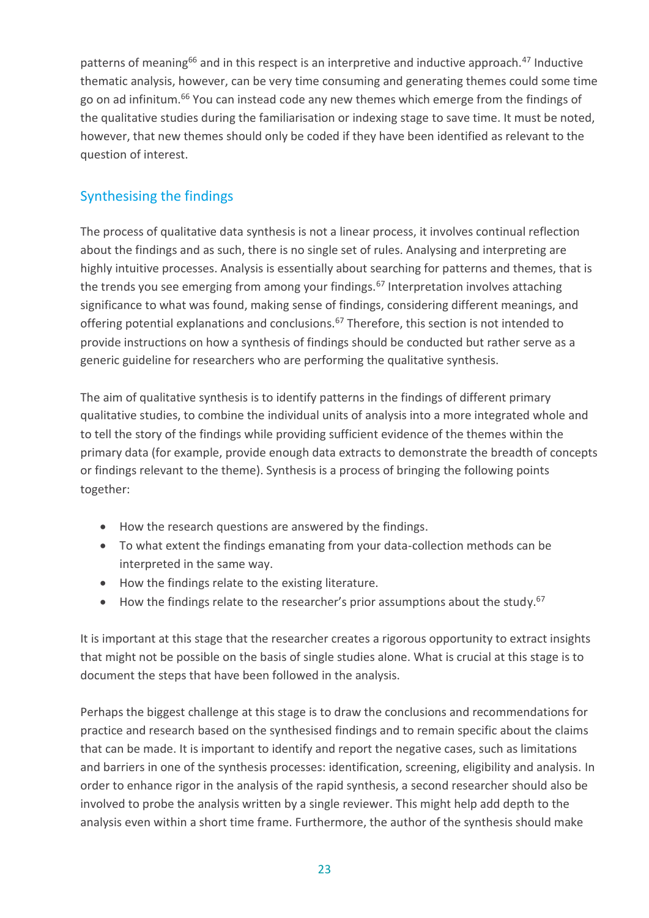patterns of meaning[66] and in this respect is an interpretive and inductive approach.[47] Inductive thematic analysis, however, can be very time consuming and generating themes could some time go on ad infinitum.[66] You can instead code any new themes which emerge from the findings of the qualitative studies during the familiarisation or indexing stage to save time. It must be noted, however, that new themes should only be coded if they have been identified as relevant to the question of interest.

## Synthesising the findings

The process of qualitative data synthesis is not a linear process, it involves continual reflection about the findings and as such, there is no single set of rules. Analysing and interpreting are highly intuitive processes. Analysis is essentially about searching for patterns and themes, that is the trends you see emerging from among your findings.[67] Interpretation involves attaching significance to what was found, making sense of findings, considering different meanings, and offering potential explanations and conclusions.[67] Therefore, this section is not intended to provide instructions on how a synthesis of findings should be conducted but rather serve as a generic guideline for researchers who are performing the qualitative synthesis.

The aim of qualitative synthesis is to identify patterns in the findings of different primary qualitative studies, to combine the individual units of analysis into a more integrated whole and to tell the story of the findings while providing sufficient evidence of the themes within the primary data (for example, provide enough data extracts to demonstrate the breadth of concepts or findings relevant to the theme). Synthesis is a process of bringing the following points together:

- How the research questions are answered by the findings.
- To what extent the findings emanating from your data-collection methods can be interpreted in the same way.
- How the findings relate to the existing literature.
- How the findings relate to the researcher's prior assumptions about the study.[67]

It is important at this stage that the researcher creates a rigorous opportunity to extract insights that might not be possible on the basis of single studies alone. What is crucial at this stage is to document the steps that have been followed in the analysis.

Perhaps the biggest challenge at this stage is to draw the conclusions and recommendations for practice and research based on the synthesised findings and to remain specific about the claims that can be made. It is important to identify and report the negative cases, such as limitations and barriers in one of the synthesis processes: identification, screening, eligibility and analysis. In order to enhance rigor in the analysis of the rapid synthesis, a second researcher should also be involved to probe the analysis written by a single reviewer. This might help add depth to the analysis even within a short time frame. Furthermore, the author of the synthesis should make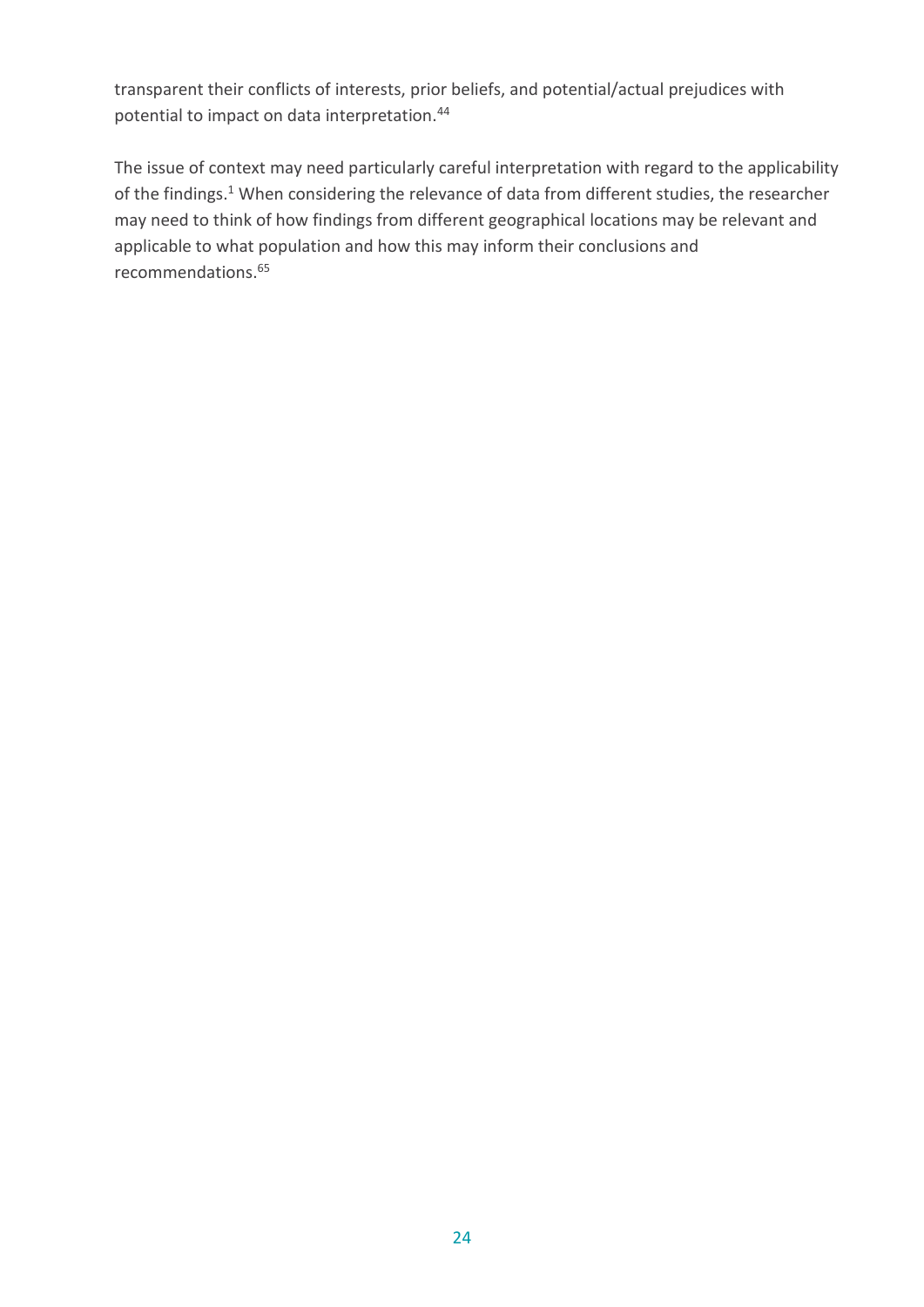transparent their conflicts of interests, prior beliefs, and potential/actual prejudices with potential to impact on data interpretation.[44]

The issue of context may need particularly careful interpretation with regard to the applicability of the findings.[1] When considering the relevance of data from different studies, the researcher may need to think of how findings from different geographical locations may be relevant and applicable to what population and how this may inform their conclusions and recommendations.[65]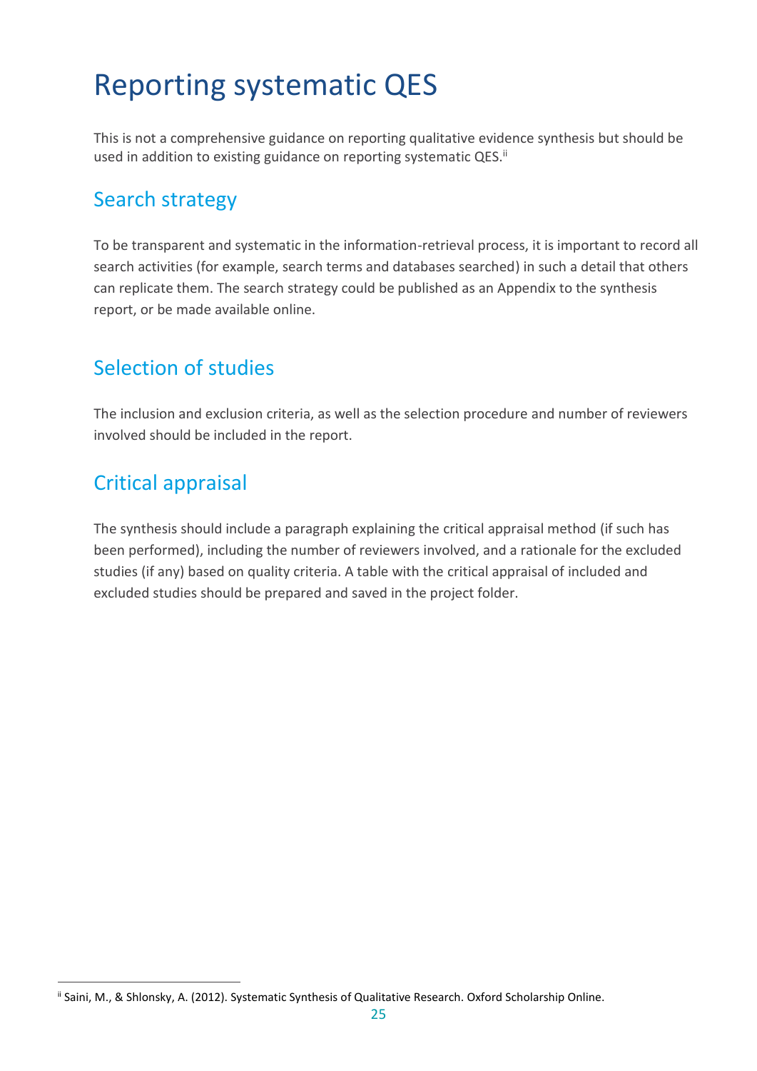# Reporting systematic QES

This is not a comprehensive guidance on reporting qualitative evidence synthesis but should be used in addition to existing guidance on reporting systematic QES.[ii]

## Search strategy

To be transparent and systematic in the information-retrieval process, it is important to record all search activities (for example, search terms and databases searched) in such a detail that others can replicate them. The search strategy could be published as an Appendix to the synthesis report, or be made available online.

## Selection of studies

The inclusion and exclusion criteria, as well as the selection procedure and number of reviewers involved should be included in the report.

## Critical appraisal

The synthesis should include a paragraph explaining the critical appraisal method (if such has been performed), including the number of reviewers involved, and a rationale for the excluded studies (if any) based on quality criteria. A table with the critical appraisal of included and excluded studies should be prepared and saved in the project folder.

[ii] Saini, M., & Shlonsky, A. (2012). Systematic Synthesis of Qualitative Research. Oxford Scholarship Online.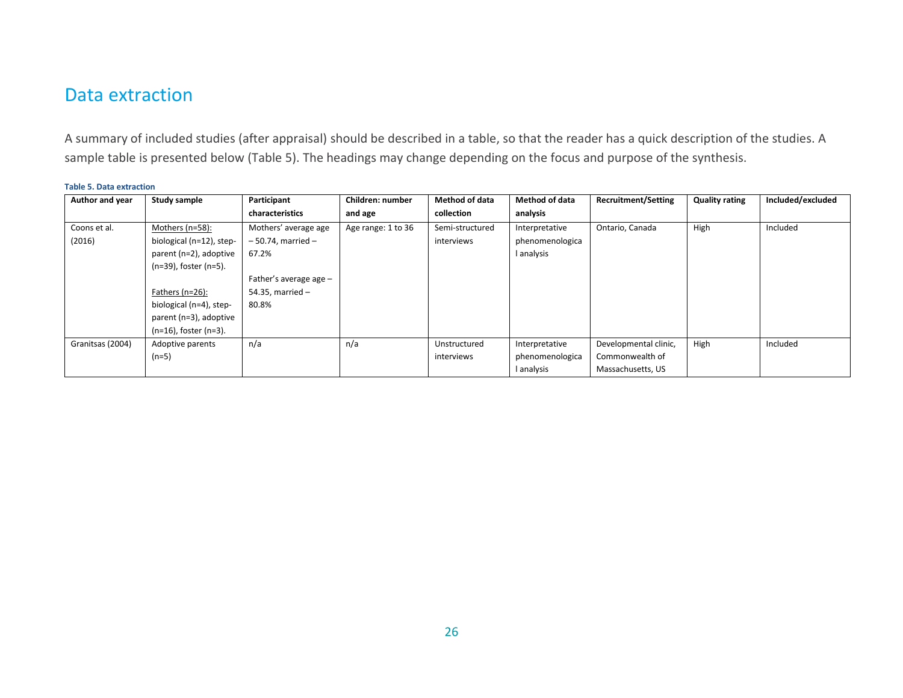## Data extraction

A summary of included studies (after appraisal) should be described in a table, so that the reader has a quick description of the studies. A sample table is presented below (Table 5). The headings may change depending on the focus and purpose of the synthesis.

**Table 5. Data extraction**

| Author and year | Study sample | Participant characteristics | Children: number and age | Method of data collection | Method of data analysis | Recruitment/Setting | Quality rating | Included/excluded |
|---|---|---|---|---|---|---|---|---|
| Coons et al. (2016) | Mothers (n=58): biological (n=12), step-parent (n=2), adoptive (n=39), foster (n=5).<br><br>Fathers (n=26): biological (n=4), step-parent (n=3), adoptive (n=16), foster (n=3). | Mothers' average age – 50.74, married – 67.2%<br><br>Father's average age – 54.35, married – 80.8% | Age range: 1 to 36 | Semi-structured interviews | Interpretative phenomenological analysis | Ontario, Canada | High | Included |
| Granitsas (2004) | Adoptive parents (n=5) | n/a | n/a | Unstructured interviews | Interpretative phenomenological analysis | Developmental clinic, Commonwealth of Massachusetts, US | High | Included |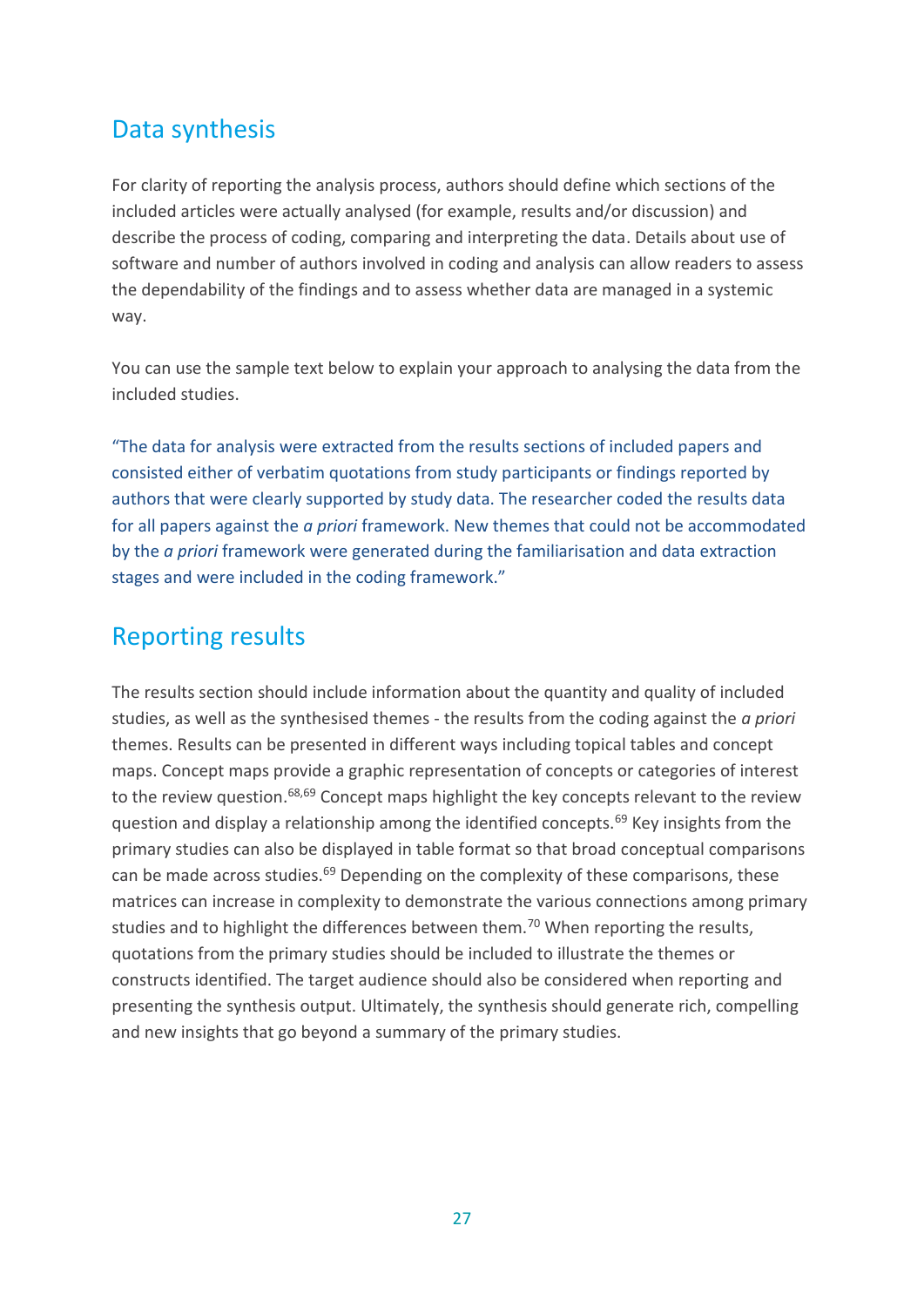## Data synthesis

For clarity of reporting the analysis process, authors should define which sections of the included articles were actually analysed (for example, results and/or discussion) and describe the process of coding, comparing and interpreting the data. Details about use of software and number of authors involved in coding and analysis can allow readers to assess the dependability of the findings and to assess whether data are managed in a systemic way.

You can use the sample text below to explain your approach to analysing the data from the included studies.

"The data for analysis were extracted from the results sections of included papers and consisted either of verbatim quotations from study participants or findings reported by authors that were clearly supported by study data. The researcher coded the results data for all papers against the *a priori* framework. New themes that could not be accommodated by the *a priori* framework were generated during the familiarisation and data extraction stages and were included in the coding framework."

## Reporting results

The results section should include information about the quantity and quality of included studies, as well as the synthesised themes - the results from the coding against the *a priori* themes. Results can be presented in different ways including topical tables and concept maps. Concept maps provide a graphic representation of concepts or categories of interest to the review question.[68,69] Concept maps highlight the key concepts relevant to the review question and display a relationship among the identified concepts.[69] Key insights from the primary studies can also be displayed in table format so that broad conceptual comparisons can be made across studies.[69] Depending on the complexity of these comparisons, these matrices can increase in complexity to demonstrate the various connections among primary studies and to highlight the differences between them.[70] When reporting the results, quotations from the primary studies should be included to illustrate the themes or constructs identified. The target audience should also be considered when reporting and presenting the synthesis output. Ultimately, the synthesis should generate rich, compelling and new insights that go beyond a summary of the primary studies.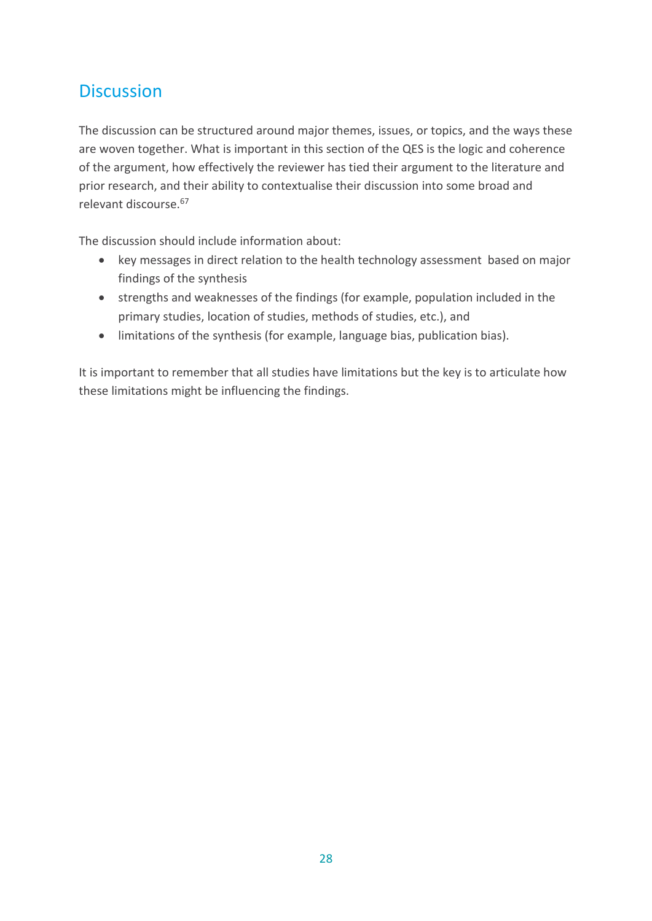## Discussion

The discussion can be structured around major themes, issues, or topics, and the ways these are woven together. What is important in this section of the QES is the logic and coherence of the argument, how effectively the reviewer has tied their argument to the literature and prior research, and their ability to contextualise their discussion into some broad and relevant discourse.[67]

The discussion should include information about:

- key messages in direct relation to the health technology assessment based on major findings of the synthesis
- strengths and weaknesses of the findings (for example, population included in the primary studies, location of studies, methods of studies, etc.), and
- limitations of the synthesis (for example, language bias, publication bias).

It is important to remember that all studies have limitations but the key is to articulate how these limitations might be influencing the findings.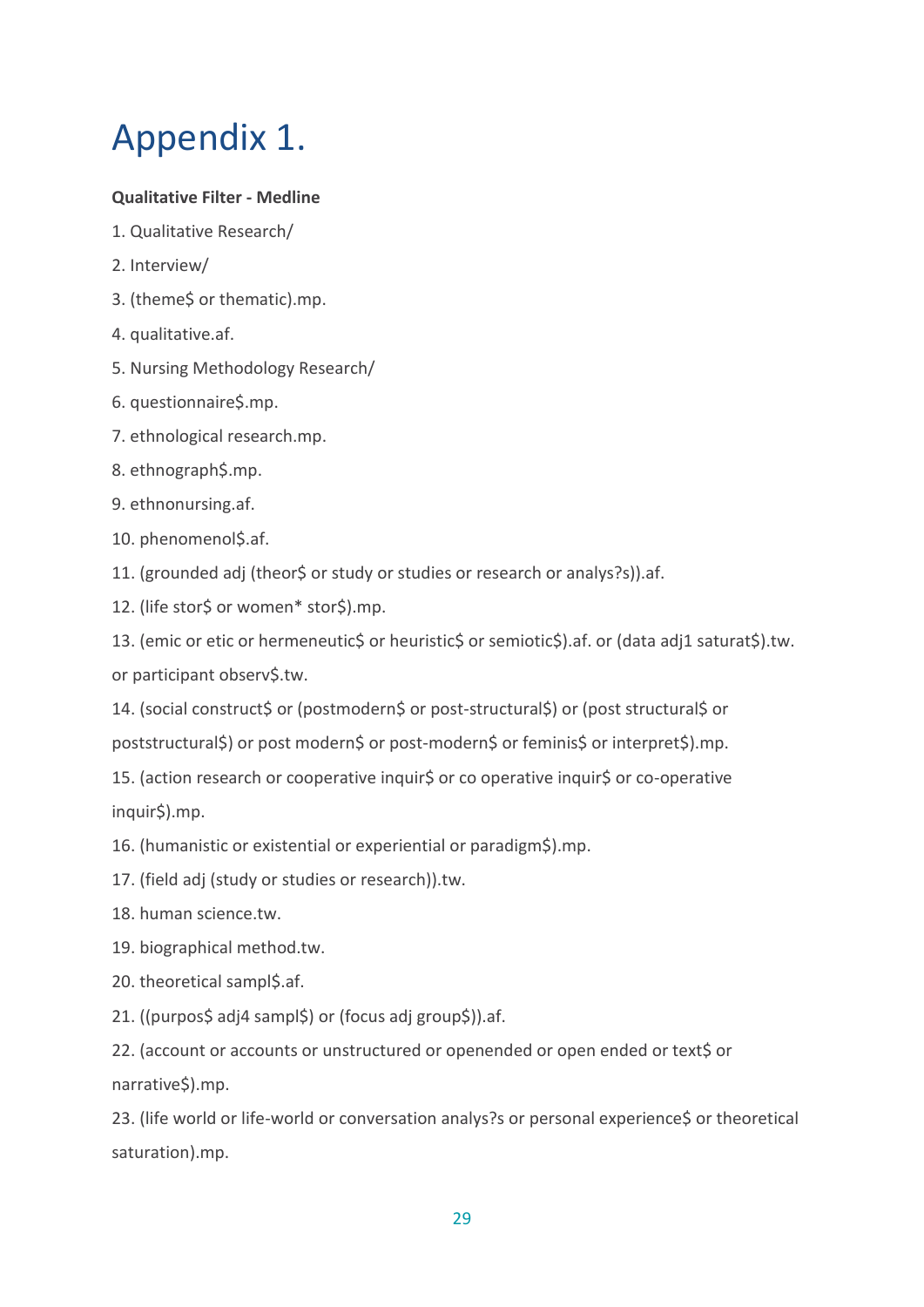# Appendix 1.

**Qualitative Filter - Medline**

1. Qualitative Research/
2. Interview/
3. (theme$ or thematic).mp.
4. qualitative.af.
5. Nursing Methodology Research/
6. questionnaire$.mp.
7. ethnological research.mp.
8. ethnograph$.mp.
9. ethnonursing.af.
10. phenomenol$.af.
11. (grounded adj (theor$ or study or studies or research or analys?s)).af.
12. (life stor$ or women* stor$).mp.
13. (emic or etic or hermeneutic$ or heuristic$ or semiotic$).af. or (data adj1 saturat$).tw. or participant observ$.tw.
14. (social construct$ or (postmodern$ or post-structural$) or (post structural$ or poststructural$) or post modern$ or post-modern$ or feminis$ or interpret$).mp.
15. (action research or cooperative inquir$ or co operative inquir$ or co-operative inquir$).mp.
16. (humanistic or existential or experiential or paradigm$).mp.
17. (field adj (study or studies or research)).tw.
18. human science.tw.
19. biographical method.tw.
20. theoretical sampl$.af.
21. ((purpos$ adj4 sampl$) or (focus adj group$)).af.
22. (account or accounts or unstructured or openended or open ended or text$ or narrative$).mp.
23. (life world or life-world or conversation analys?s or personal experience$ or theoretical saturation).mp.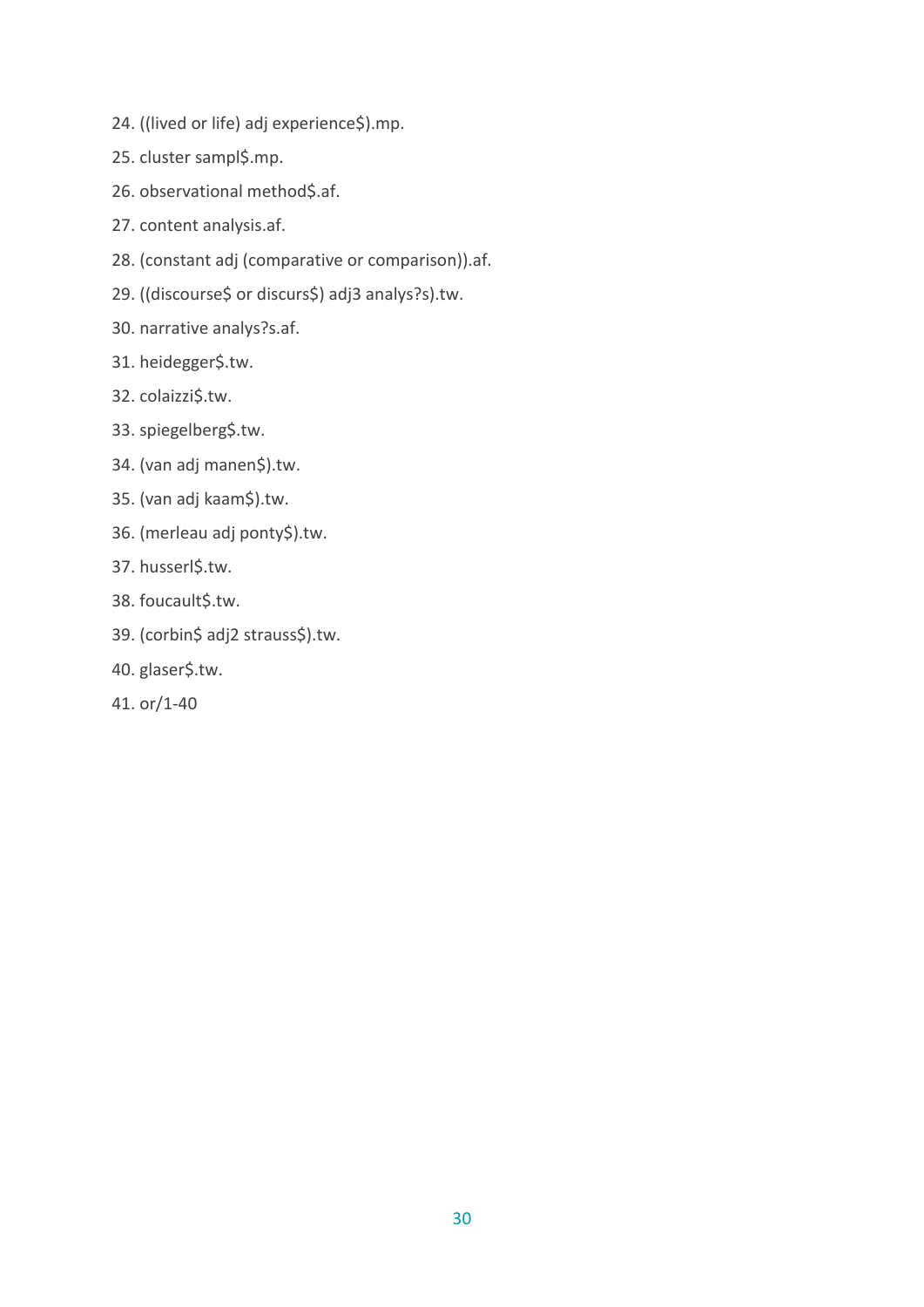24. ((lived or life) adj experience$).mp.
25. cluster sampl$.mp.
26. observational method$.af.
27. content analysis.af.
28. (constant adj (comparative or comparison)).af.
29. ((discourse$ or discurs$) adj3 analys?s).tw.
30. narrative analys?s.af.
31. heidegger$.tw.
32. colaizzi$.tw.
33. spiegelberg$.tw.
34. (van adj manen$).tw.
35. (van adj kaam$).tw.
36. (merleau adj ponty$).tw.
37. husserl$.tw.
38. foucault$.tw.
39. (corbin$ adj2 strauss$).tw.
40. glaser$.tw.
41. or/1-40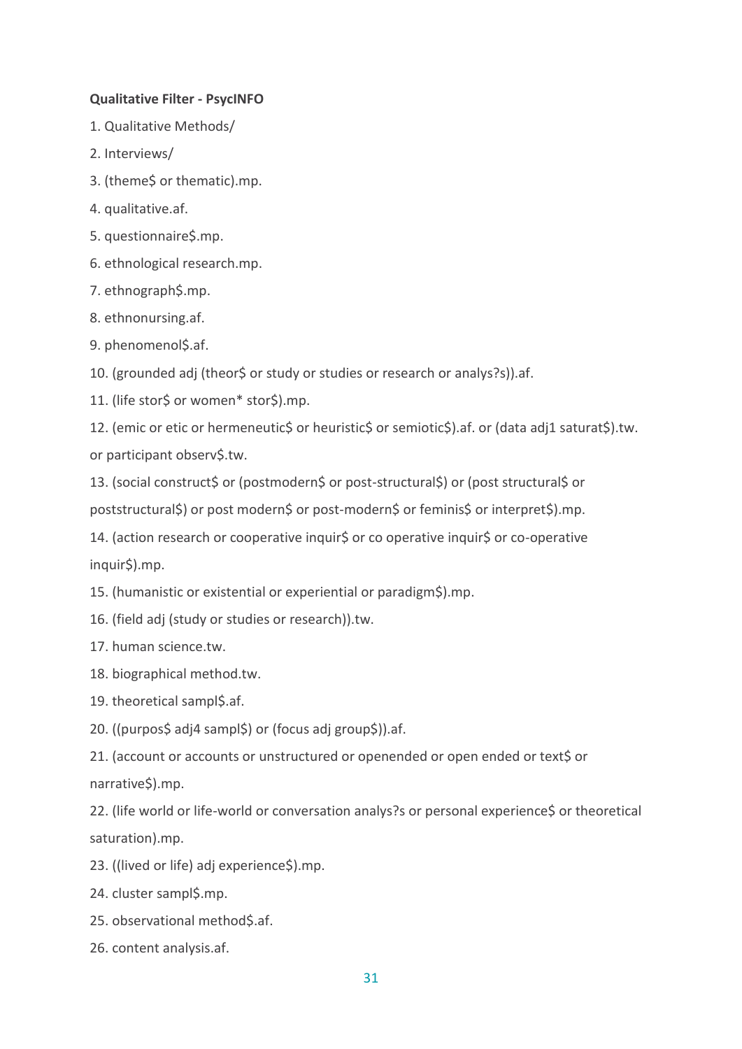**Qualitative Filter - PsycINFO**

1. Qualitative Methods/
2. Interviews/
3. (theme$ or thematic).mp.
4. qualitative.af.
5. questionnaire$.mp.
6. ethnological research.mp.
7. ethnograph$.mp.
8. ethnonursing.af.
9. phenomenol$.af.
10. (grounded adj (theor$ or study or studies or research or analys?s)).af.
11. (life stor$ or women* stor$).mp.
12. (emic or etic or hermeneutic$ or heuristic$ or semiotic$).af. or (data adj1 saturat$).tw. or participant observ$.tw.
13. (social construct$ or (postmodern$ or post-structural$) or (post structural$ or poststructural$) or post modern$ or post-modern$ or feminis$ or interpret$).mp.
14. (action research or cooperative inquir$ or co operative inquir$ or co-operative inquir$).mp.
15. (humanistic or existential or experiential or paradigm$).mp.
16. (field adj (study or studies or research)).tw.
17. human science.tw.
18. biographical method.tw.
19. theoretical sampl$.af.
20. ((purpos$ adj4 sampl$) or (focus adj group$)).af.
21. (account or accounts or unstructured or openended or open ended or text$ or narrative$).mp.
22. (life world or life-world or conversation analys?s or personal experience$ or theoretical saturation).mp.
23. ((lived or life) adj experience$).mp.
24. cluster sampl$.mp.
25. observational method$.af.
26. content analysis.af.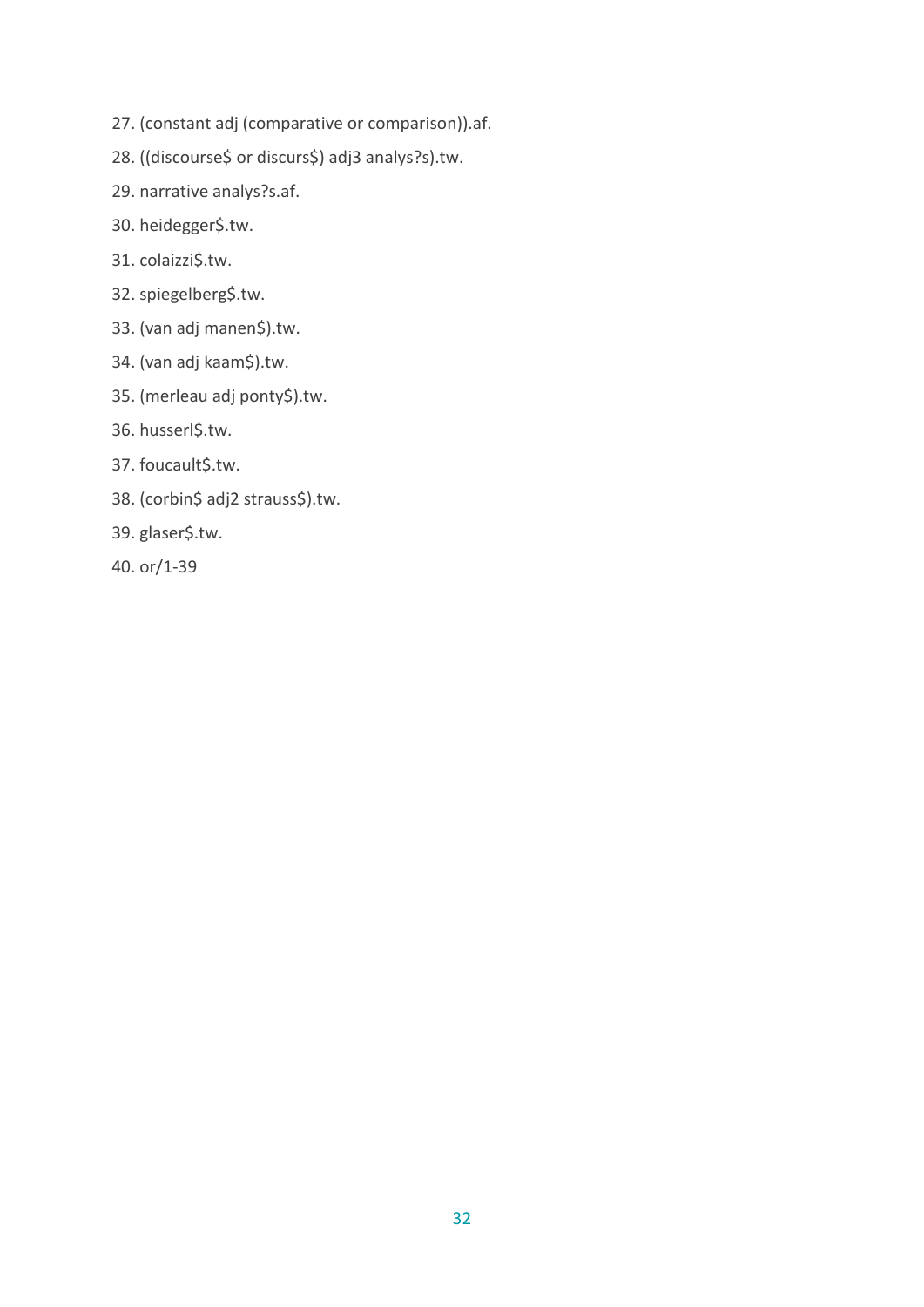27. (constant adj (comparative or comparison)).af.
28. ((discourse$ or discurs$) adj3 analys?s).tw.
29. narrative analys?s.af.
30. heidegger$.tw.
31. colaizzi$.tw.
32. spiegelberg$.tw.
33. (van adj manen$).tw.
34. (van adj kaam$).tw.
35. (merleau adj ponty$).tw.
36. husserl$.tw.
37. foucault$.tw.
38. (corbin$ adj2 strauss$).tw.
39. glaser$.tw.
40. or/1-39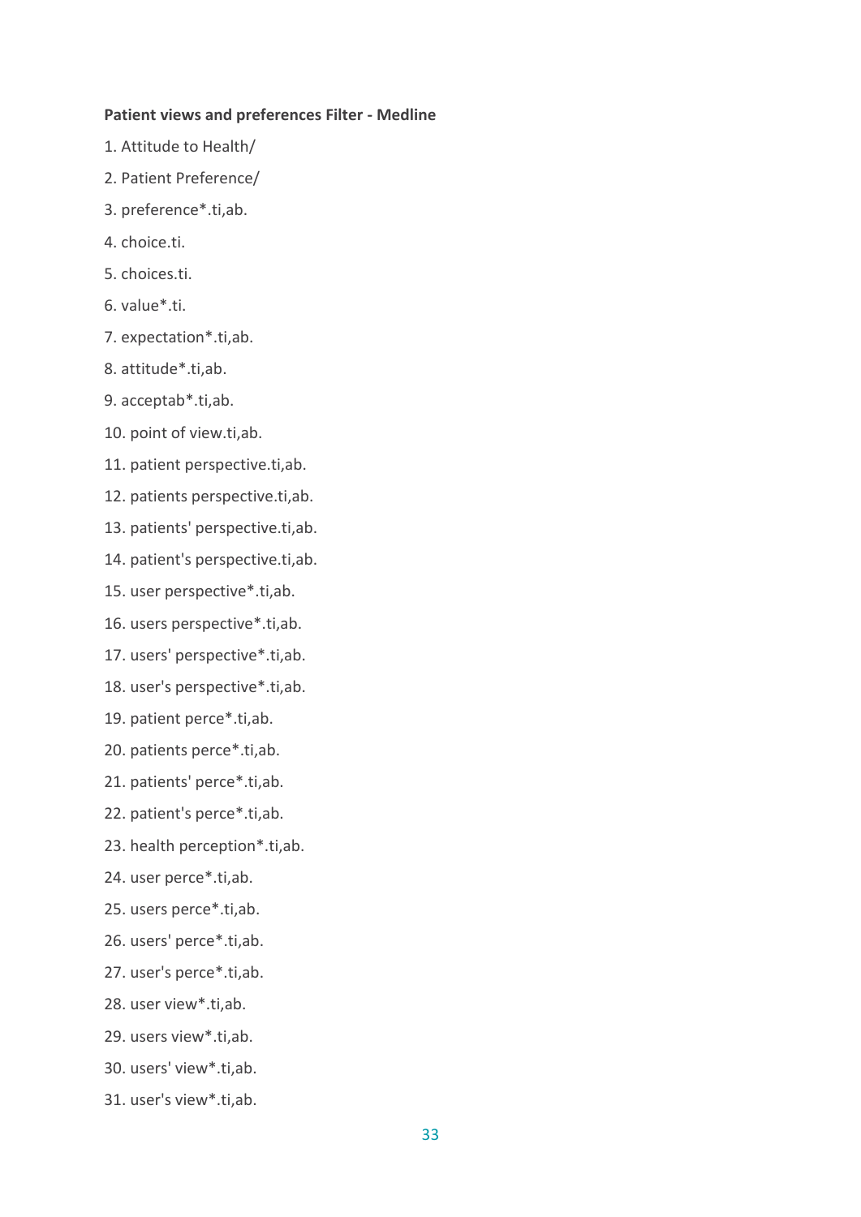**Patient views and preferences Filter - Medline**

1. Attitude to Health/
2. Patient Preference/
3. preference*.ti,ab.
4. choice.ti.
5. choices.ti.
6. value*.ti.
7. expectation*.ti,ab.
8. attitude*.ti,ab.
9. acceptab*.ti,ab.
10. point of view.ti,ab.
11. patient perspective.ti,ab.
12. patients perspective.ti,ab.
13. patients' perspective.ti,ab.
14. patient's perspective.ti,ab.
15. user perspective*.ti,ab.
16. users perspective*.ti,ab.
17. users' perspective*.ti,ab.
18. user's perspective*.ti,ab.
19. patient perce*.ti,ab.
20. patients perce*.ti,ab.
21. patients' perce*.ti,ab.
22. patient's perce*.ti,ab.
23. health perception*.ti,ab.
24. user perce*.ti,ab.
25. users perce*.ti,ab.
26. users' perce*.ti,ab.
27. user's perce*.ti,ab.
28. user view*.ti,ab.
29. users view*.ti,ab.
30. users' view*.ti,ab.
31. user's view*.ti,ab.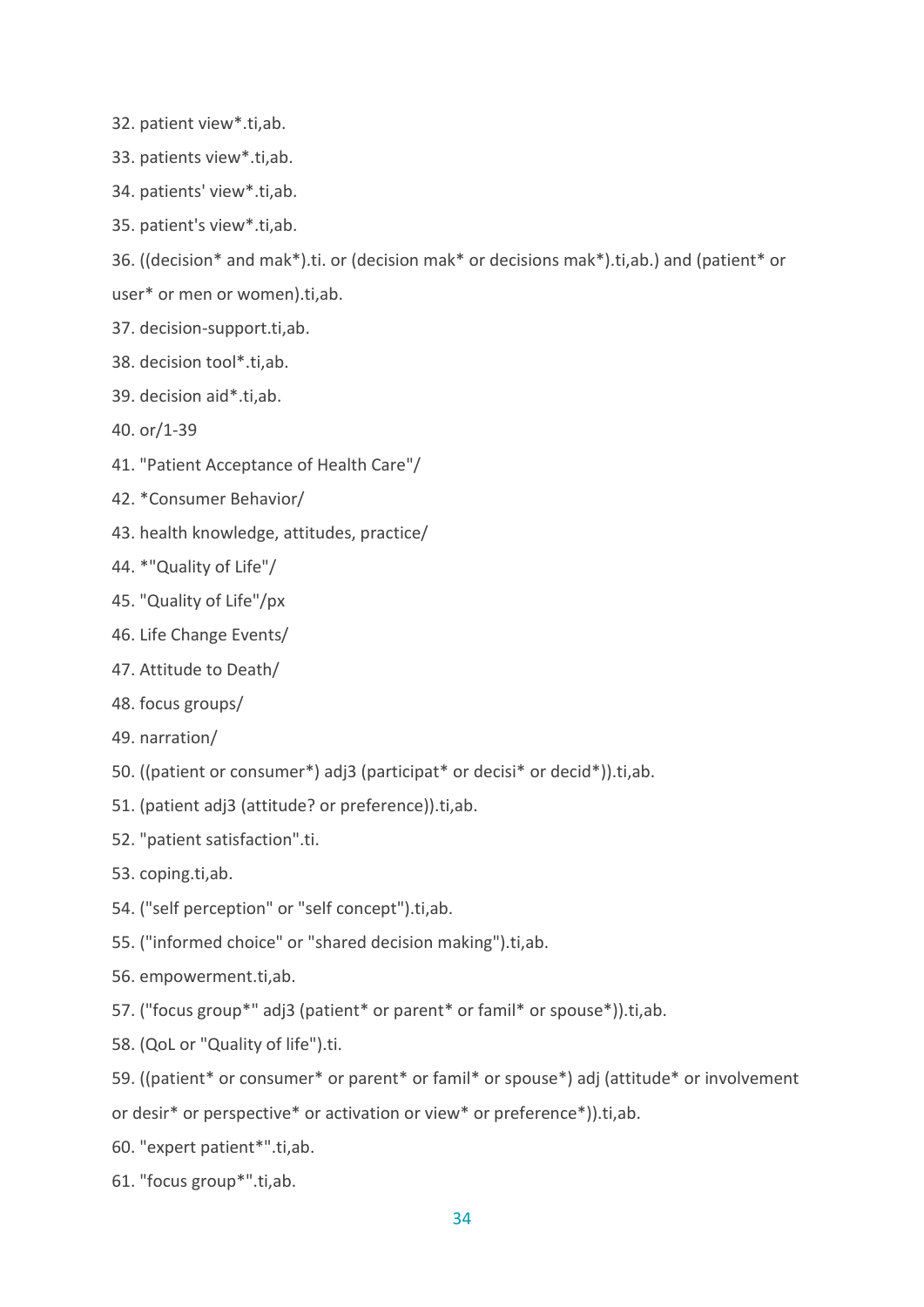32. patient view*.ti,ab.

33. patients view*.ti,ab.

34. patients' view*.ti,ab.

35. patient's view*.ti,ab.

36. ((decision* and mak*).ti. or (decision mak* or decisions mak*).ti,ab.) and (patient* or user* or men or women).ti,ab.

37. decision-support.ti,ab.

38. decision tool*.ti,ab.

39. decision aid*.ti,ab.

40. or/1-39

41. "Patient Acceptance of Health Care"/

42. *Consumer Behavior/

43. health knowledge, attitudes, practice/

44. *"Quality of Life"/

45. "Quality of Life"/px

46. Life Change Events/

47. Attitude to Death/

48. focus groups/

49. narration/

50. ((patient or consumer*) adj3 (participat* or decisi* or decid*)).ti,ab.

51. (patient adj3 (attitude? or preference)).ti,ab.

52. "patient satisfaction".ti.

53. coping.ti,ab.

54. ("self perception" or "self concept").ti,ab.

55. ("informed choice" or "shared decision making").ti,ab.

56. empowerment.ti,ab.

57. ("focus group*" adj3 (patient* or parent* or famil* or spouse*)).ti,ab.

58. (QoL or "Quality of life").ti.

59. ((patient* or consumer* or parent* or famil* or spouse*) adj (attitude* or involvement or desir* or perspective* or activation or view* or preference*)).ti,ab.

60. "expert patient*".ti,ab.

61. "focus group*".ti,ab.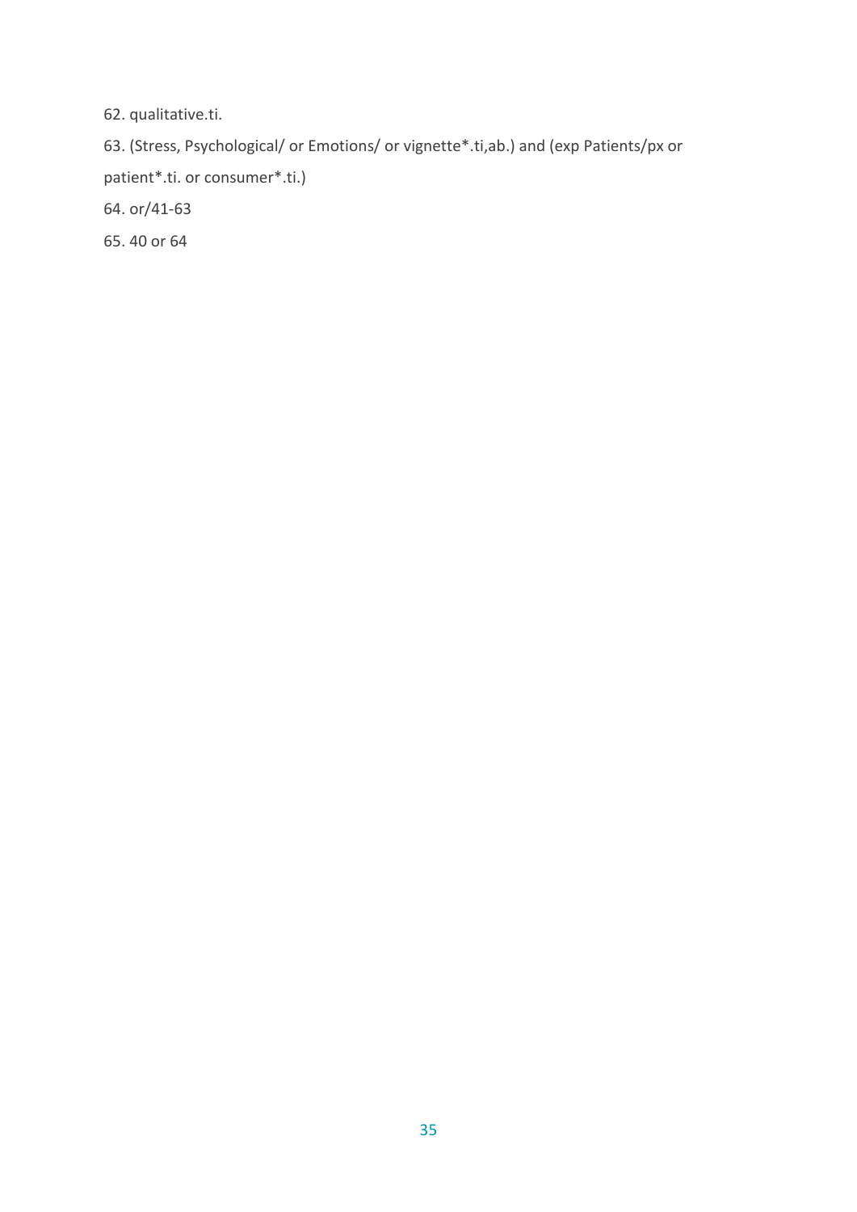62. qualitative.ti.

63. (Stress, Psychological/ or Emotions/ or vignette*.ti,ab.) and (exp Patients/px or patient*.ti. or consumer*.ti.)

64. or/41-63

65. 40 or 64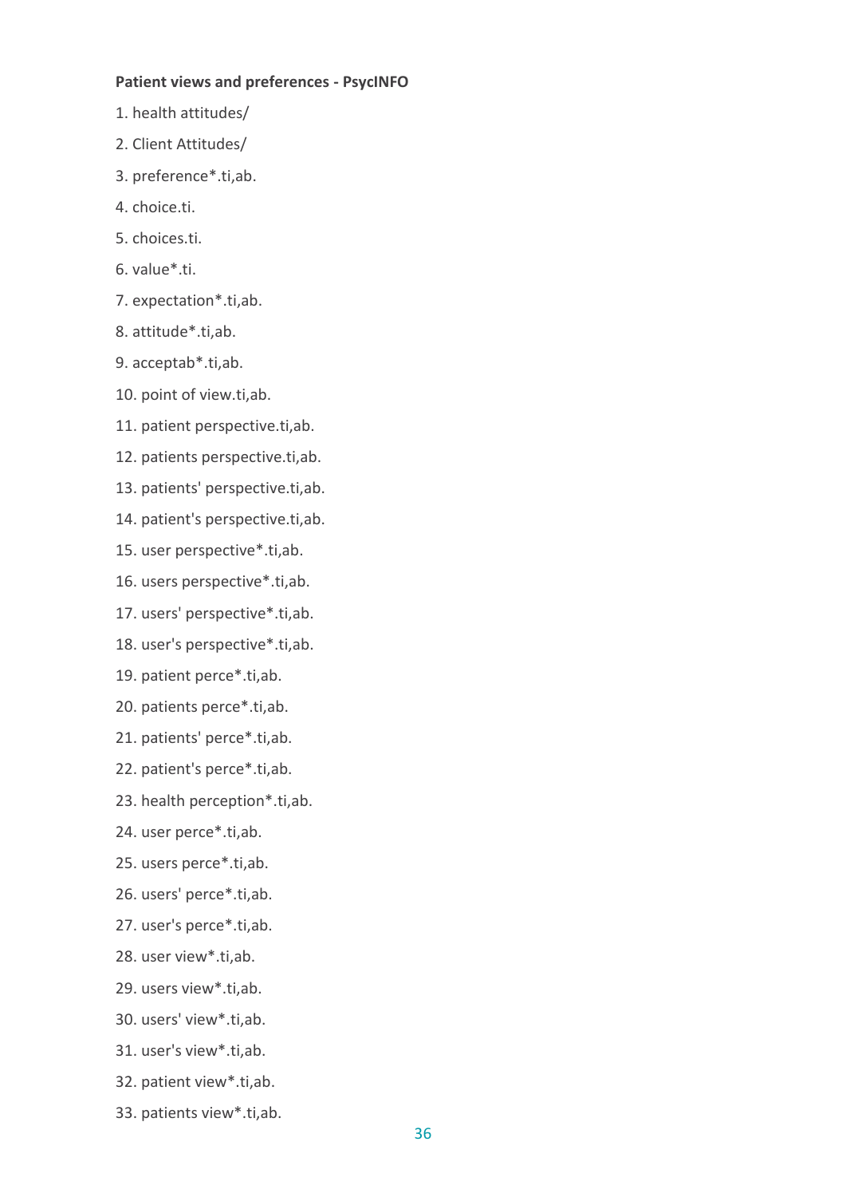**Patient views and preferences - PsycINFO**

1. health attitudes/
2. Client Attitudes/
3. preference*.ti,ab.
4. choice.ti.
5. choices.ti.
6. value*.ti.
7. expectation*.ti,ab.
8. attitude*.ti,ab.
9. acceptab*.ti,ab.
10. point of view.ti,ab.
11. patient perspective.ti,ab.
12. patients perspective.ti,ab.
13. patients' perspective.ti,ab.
14. patient's perspective.ti,ab.
15. user perspective*.ti,ab.
16. users perspective*.ti,ab.
17. users' perspective*.ti,ab.
18. user's perspective*.ti,ab.
19. patient perce*.ti,ab.
20. patients perce*.ti,ab.
21. patients' perce*.ti,ab.
22. patient's perce*.ti,ab.
23. health perception*.ti,ab.
24. user perce*.ti,ab.
25. users perce*.ti,ab.
26. users' perce*.ti,ab.
27. user's perce*.ti,ab.
28. user view*.ti,ab.
29. users view*.ti,ab.
30. users' view*.ti,ab.
31. user's view*.ti,ab.
32. patient view*.ti,ab.
33. patients view*.ti,ab.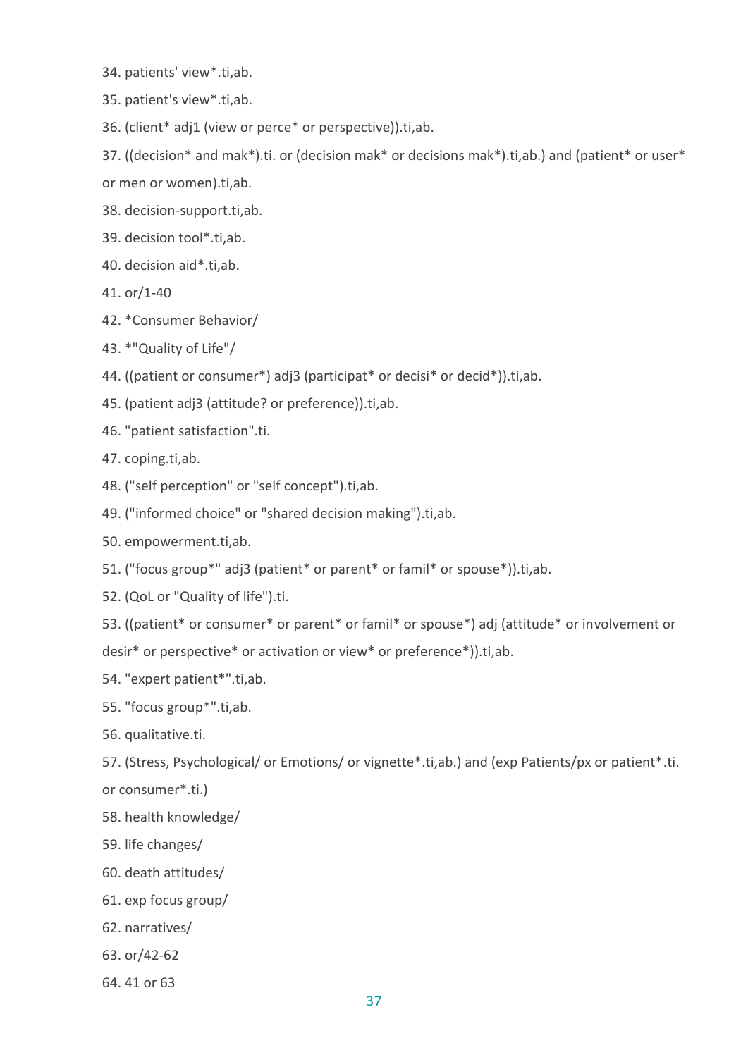34. patients' view*.ti,ab.

35. patient's view*.ti,ab.

36. (client* adj1 (view or perce* or perspective)).ti,ab.

37. ((decision* and mak*).ti. or (decision mak* or decisions mak*).ti,ab.) and (patient* or user* or men or women).ti,ab.

38. decision-support.ti,ab.

39. decision tool*.ti,ab.

40. decision aid*.ti,ab.

41. or/1-40

42. *Consumer Behavior/

43. *"Quality of Life"/

44. ((patient or consumer*) adj3 (participat* or decisi* or decid*)).ti,ab.

45. (patient adj3 (attitude? or preference)).ti,ab.

46. "patient satisfaction".ti.

47. coping.ti,ab.

48. ("self perception" or "self concept").ti,ab.

49. ("informed choice" or "shared decision making").ti,ab.

50. empowerment.ti,ab.

51. ("focus group*" adj3 (patient* or parent* or famil* or spouse*)).ti,ab.

52. (QoL or "Quality of life").ti.

53. ((patient* or consumer* or parent* or famil* or spouse*) adj (attitude* or involvement or desir* or perspective* or activation or view* or preference*)).ti,ab.

54. "expert patient*".ti,ab.

55. "focus group*".ti,ab.

56. qualitative.ti.

57. (Stress, Psychological/ or Emotions/ or vignette*.ti,ab.) and (exp Patients/px or patient*.ti. or consumer*.ti.)

58. health knowledge/

59. life changes/

60. death attitudes/

61. exp focus group/

62. narratives/

63. or/42-62

64. 41 or 63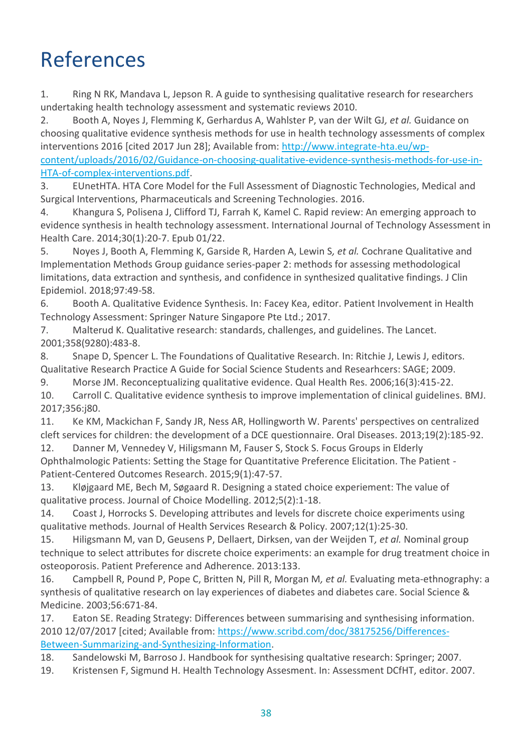# References

1. Ring N RK, Mandava L, Jepson R. A guide to synthesising qualitative research for researchers undertaking health technology assessment and systematic reviews 2010.
2. Booth A, Noyes J, Flemming K, Gerhardus A, Wahlster P, van der Wilt GJ*, et al.* Guidance on choosing qualitative evidence synthesis methods for use in health technology assessments of complex interventions 2016 [cited 2017 Jun 28]; Available from: [http://www.integrate-hta.eu/wp-content/uploads/2016/02/Guidance-on-choosing-qualitative-evidence-synthesis-methods-for-use-in-HTA-of-complex-interventions.pdf](http://www.integrate-hta.eu/wp-content/uploads/2016/02/Guidance-on-choosing-qualitative-evidence-synthesis-methods-for-use-in-HTA-of-complex-interventions.pdf).
3. EUnetHTA. HTA Core Model for the Full Assessment of Diagnostic Technologies, Medical and Surgical Interventions, Pharmaceuticals and Screening Technologies. 2016.
4. Khangura S, Polisena J, Clifford TJ, Farrah K, Kamel C. Rapid review: An emerging approach to evidence synthesis in health technology assessment. International Journal of Technology Assessment in Health Care. 2014;30(1):20-7. Epub 01/22.
5. Noyes J, Booth A, Flemming K, Garside R, Harden A, Lewin S*, et al.* Cochrane Qualitative and Implementation Methods Group guidance series-paper 2: methods for assessing methodological limitations, data extraction and synthesis, and confidence in synthesized qualitative findings. J Clin Epidemiol. 2018;97:49-58.
6. Booth A. Qualitative Evidence Synthesis. In: Facey Kea, editor. Patient Involvement in Health Technology Assessment: Springer Nature Singapore Pte Ltd.; 2017.
7. Malterud K. Qualitative research: standards, challenges, and guidelines. The Lancet. 2001;358(9280):483-8.
8. Snape D, Spencer L. The Foundations of Qualitative Research. In: Ritchie J, Lewis J, editors. Qualitative Research Practice A Guide for Social Science Students and Researhcers: SAGE; 2009.
9. Morse JM. Reconceptualizing qualitative evidence. Qual Health Res. 2006;16(3):415-22.
10. Carroll C. Qualitative evidence synthesis to improve implementation of clinical guidelines. BMJ. 2017;356:j80.
11. Ke KM, Mackichan F, Sandy JR, Ness AR, Hollingworth W. Parents' perspectives on centralized cleft services for children: the development of a DCE questionnaire. Oral Diseases. 2013;19(2):185-92.
12. Danner M, Vennedey V, Hiligsmann M, Fauser S, Stock S. Focus Groups in Elderly Ophthalmologic Patients: Setting the Stage for Quantitative Preference Elicitation. The Patient - Patient-Centered Outcomes Research. 2015;9(1):47-57.
13. Kløjgaard ME, Bech M, Søgaard R. Designing a stated choice experiement: The value of qualitative process. Journal of Choice Modelling. 2012;5(2):1-18.
14. Coast J, Horrocks S. Developing attributes and levels for discrete choice experiments using qualitative methods. Journal of Health Services Research & Policy. 2007;12(1):25-30.
15. Hiligsmann M, van D, Geusens P, Dellaert, Dirksen, van der Weijden T*, et al.* Nominal group technique to select attributes for discrete choice experiments: an example for drug treatment choice in osteoporosis. Patient Preference and Adherence. 2013:133.
16. Campbell R, Pound P, Pope C, Britten N, Pill R, Morgan M*, et al.* Evaluating meta-ethnography: a synthesis of qualitative research on lay experiences of diabetes and diabetes care. Social Science & Medicine. 2003;56:671-84.
17. Eaton SE. Reading Strategy: Differences between summarising and synthesising information. 2010 12/07/2017 [cited; Available from: [https://www.scribd.com/doc/38175256/Differences-Between-Summarizing-and-Synthesizing-Information](https://www.scribd.com/doc/38175256/Differences-Between-Summarizing-and-Synthesizing-Information).
18. Sandelowski M, Barroso J. Handbook for synthesising qualtative research: Springer; 2007.
19. Kristensen F, Sigmund H. Health Technology Assesment. In: Assessment DCfHT, editor. 2007.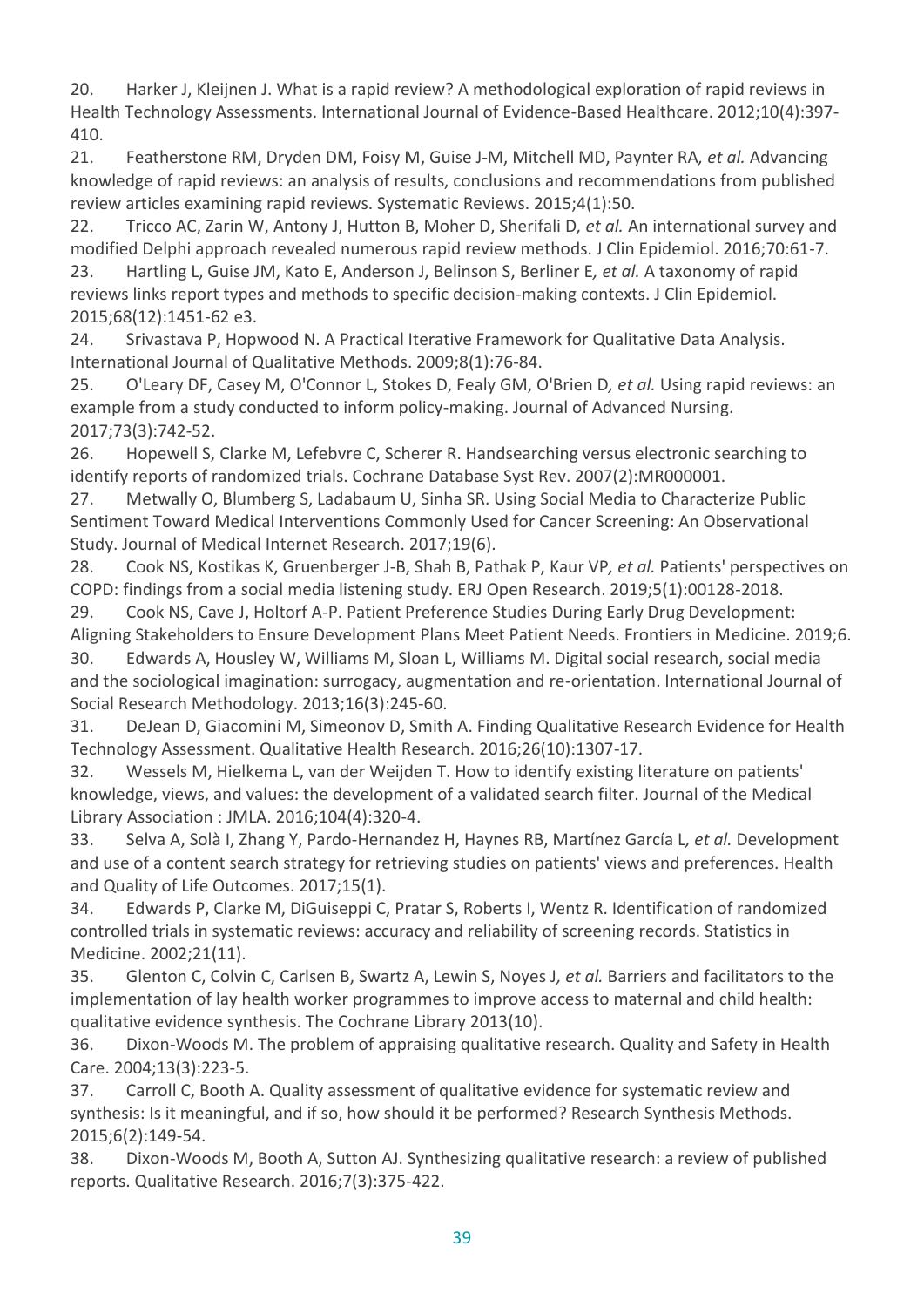20. Harker J, Kleijnen J. What is a rapid review? A methodological exploration of rapid reviews in Health Technology Assessments. International Journal of Evidence-Based Healthcare. 2012;10(4):397-410.

21. Featherstone RM, Dryden DM, Foisy M, Guise J-M, Mitchell MD, Paynter RA*, et al.* Advancing knowledge of rapid reviews: an analysis of results, conclusions and recommendations from published review articles examining rapid reviews. Systematic Reviews. 2015;4(1):50.

22. Tricco AC, Zarin W, Antony J, Hutton B, Moher D, Sherifali D*, et al.* An international survey and modified Delphi approach revealed numerous rapid review methods. J Clin Epidemiol. 2016;70:61-7.

23. Hartling L, Guise JM, Kato E, Anderson J, Belinson S, Berliner E*, et al.* A taxonomy of rapid reviews links report types and methods to specific decision-making contexts. J Clin Epidemiol. 2015;68(12):1451-62 e3.

24. Srivastava P, Hopwood N. A Practical Iterative Framework for Qualitative Data Analysis. International Journal of Qualitative Methods. 2009;8(1):76-84.

25. O'Leary DF, Casey M, O'Connor L, Stokes D, Fealy GM, O'Brien D*, et al.* Using rapid reviews: an example from a study conducted to inform policy-making. Journal of Advanced Nursing. 2017;73(3):742-52.

26. Hopewell S, Clarke M, Lefebvre C, Scherer R. Handsearching versus electronic searching to identify reports of randomized trials. Cochrane Database Syst Rev. 2007(2):MR000001.

27. Metwally O, Blumberg S, Ladabaum U, Sinha SR. Using Social Media to Characterize Public Sentiment Toward Medical Interventions Commonly Used for Cancer Screening: An Observational Study. Journal of Medical Internet Research. 2017;19(6).

28. Cook NS, Kostikas K, Gruenberger J-B, Shah B, Pathak P, Kaur VP*, et al.* Patients' perspectives on COPD: findings from a social media listening study. ERJ Open Research. 2019;5(1):00128-2018.

29. Cook NS, Cave J, Holtorf A-P. Patient Preference Studies During Early Drug Development: Aligning Stakeholders to Ensure Development Plans Meet Patient Needs. Frontiers in Medicine. 2019;6.

30. Edwards A, Housley W, Williams M, Sloan L, Williams M. Digital social research, social media and the sociological imagination: surrogacy, augmentation and re-orientation. International Journal of Social Research Methodology. 2013;16(3):245-60.

31. DeJean D, Giacomini M, Simeonov D, Smith A. Finding Qualitative Research Evidence for Health Technology Assessment. Qualitative Health Research. 2016;26(10):1307-17.

32. Wessels M, Hielkema L, van der Weijden T. How to identify existing literature on patients' knowledge, views, and values: the development of a validated search filter. Journal of the Medical Library Association : JMLA. 2016;104(4):320-4.

33. Selva A, Solà I, Zhang Y, Pardo-Hernandez H, Haynes RB, Martínez García L*, et al.* Development and use of a content search strategy for retrieving studies on patients' views and preferences. Health and Quality of Life Outcomes. 2017;15(1).

34. Edwards P, Clarke M, DiGuiseppi C, Pratar S, Roberts I, Wentz R. Identification of randomized controlled trials in systematic reviews: accuracy and reliability of screening records. Statistics in Medicine. 2002;21(11).

35. Glenton C, Colvin C, Carlsen B, Swartz A, Lewin S, Noyes J*, et al.* Barriers and facilitators to the implementation of lay health worker programmes to improve access to maternal and child health: qualitative evidence synthesis. The Cochrane Library 2013(10).

36. Dixon-Woods M. The problem of appraising qualitative research. Quality and Safety in Health Care. 2004;13(3):223-5.

37. Carroll C, Booth A. Quality assessment of qualitative evidence for systematic review and synthesis: Is it meaningful, and if so, how should it be performed? Research Synthesis Methods. 2015;6(2):149-54.

38. Dixon-Woods M, Booth A, Sutton AJ. Synthesizing qualitative research: a review of published reports. Qualitative Research. 2016;7(3):375-422.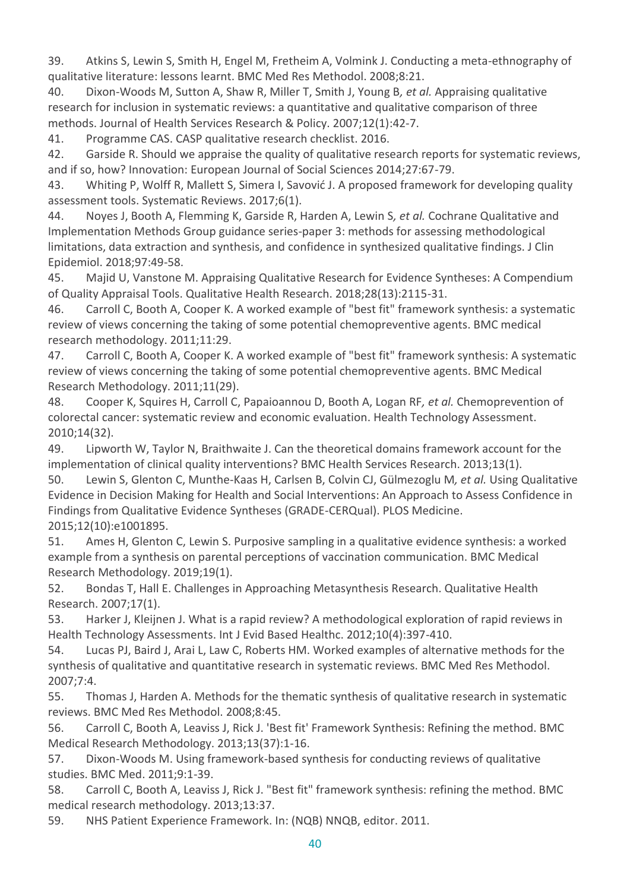39. Atkins S, Lewin S, Smith H, Engel M, Fretheim A, Volmink J. Conducting a meta-ethnography of qualitative literature: lessons learnt. BMC Med Res Methodol. 2008;8:21.
40. Dixon-Woods M, Sutton A, Shaw R, Miller T, Smith J, Young B*, et al.* Appraising qualitative research for inclusion in systematic reviews: a quantitative and qualitative comparison of three methods. Journal of Health Services Research & Policy. 2007;12(1):42-7.
41. Programme CAS. CASP qualitative research checklist. 2016.
42. Garside R. Should we appraise the quality of qualitative research reports for systematic reviews, and if so, how? Innovation: European Journal of Social Sciences 2014;27:67-79.
43. Whiting P, Wolff R, Mallett S, Simera I, Savović J. A proposed framework for developing quality assessment tools. Systematic Reviews. 2017;6(1).
44. Noyes J, Booth A, Flemming K, Garside R, Harden A, Lewin S*, et al.* Cochrane Qualitative and Implementation Methods Group guidance series-paper 3: methods for assessing methodological limitations, data extraction and synthesis, and confidence in synthesized qualitative findings. J Clin Epidemiol. 2018;97:49-58.
45. Majid U, Vanstone M. Appraising Qualitative Research for Evidence Syntheses: A Compendium of Quality Appraisal Tools. Qualitative Health Research. 2018;28(13):2115-31.
46. Carroll C, Booth A, Cooper K. A worked example of "best fit" framework synthesis: a systematic review of views concerning the taking of some potential chemopreventive agents. BMC medical research methodology. 2011;11:29.
47. Carroll C, Booth A, Cooper K. A worked example of "best fit" framework synthesis: A systematic review of views concerning the taking of some potential chemopreventive agents. BMC Medical Research Methodology. 2011;11(29).
48. Cooper K, Squires H, Carroll C, Papaioannou D, Booth A, Logan RF*, et al.* Chemoprevention of colorectal cancer: systematic review and economic evaluation. Health Technology Assessment. 2010;14(32).
49. Lipworth W, Taylor N, Braithwaite J. Can the theoretical domains framework account for the implementation of clinical quality interventions? BMC Health Services Research. 2013;13(1).
50. Lewin S, Glenton C, Munthe-Kaas H, Carlsen B, Colvin CJ, Gülmezoglu M*, et al.* Using Qualitative Evidence in Decision Making for Health and Social Interventions: An Approach to Assess Confidence in Findings from Qualitative Evidence Syntheses (GRADE-CERQual). PLOS Medicine. 2015;12(10):e1001895.
51. Ames H, Glenton C, Lewin S. Purposive sampling in a qualitative evidence synthesis: a worked example from a synthesis on parental perceptions of vaccination communication. BMC Medical Research Methodology. 2019;19(1).
52. Bondas T, Hall E. Challenges in Approaching Metasynthesis Research. Qualitative Health Research. 2007;17(1).
53. Harker J, Kleijnen J. What is a rapid review? A methodological exploration of rapid reviews in Health Technology Assessments. Int J Evid Based Healthc. 2012;10(4):397-410.
54. Lucas PJ, Baird J, Arai L, Law C, Roberts HM. Worked examples of alternative methods for the synthesis of qualitative and quantitative research in systematic reviews. BMC Med Res Methodol. 2007;7:4.
55. Thomas J, Harden A. Methods for the thematic synthesis of qualitative research in systematic reviews. BMC Med Res Methodol. 2008;8:45.
56. Carroll C, Booth A, Leaviss J, Rick J. 'Best fit' Framework Synthesis: Refining the method. BMC Medical Research Methodology. 2013;13(37):1-16.
57. Dixon-Woods M. Using framework-based synthesis for conducting reviews of qualitative studies. BMC Med. 2011;9:1-39.
58. Carroll C, Booth A, Leaviss J, Rick J. "Best fit" framework synthesis: refining the method. BMC medical research methodology. 2013;13:37.
59. NHS Patient Experience Framework. In: (NQB) NNQB, editor. 2011.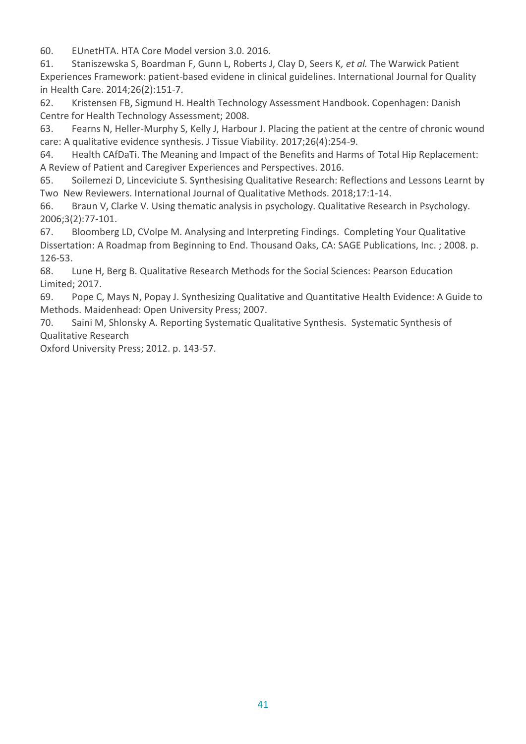60. EUnetHTA. HTA Core Model version 3.0. 2016.

61. Staniszewska S, Boardman F, Gunn L, Roberts J, Clay D, Seers K*, et al.* The Warwick Patient Experiences Framework: patient-based evidene in clinical guidelines. International Journal for Quality in Health Care. 2014;26(2):151-7.

62. Kristensen FB, Sigmund H. Health Technology Assessment Handbook. Copenhagen: Danish Centre for Health Technology Assessment; 2008.

63. Fearns N, Heller-Murphy S, Kelly J, Harbour J. Placing the patient at the centre of chronic wound care: A qualitative evidence synthesis. J Tissue Viability. 2017;26(4):254-9.

64. Health CAfDaTi. The Meaning and Impact of the Benefits and Harms of Total Hip Replacement: A Review of Patient and Caregiver Experiences and Perspectives. 2016.

65. Soilemezi D, Linceviciute S. Synthesising Qualitative Research: Reflections and Lessons Learnt by Two New Reviewers. International Journal of Qualitative Methods. 2018;17:1-14.

66. Braun V, Clarke V. Using thematic analysis in psychology. Qualitative Research in Psychology. 2006;3(2):77-101.

67. Bloomberg LD, CVolpe M. Analysing and Interpreting Findings. Completing Your Qualitative Dissertation: A Roadmap from Beginning to End. Thousand Oaks, CA: SAGE Publications, Inc. ; 2008. p. 126-53.

68. Lune H, Berg B. Qualitative Research Methods for the Social Sciences: Pearson Education Limited; 2017.

69. Pope C, Mays N, Popay J. Synthesizing Qualitative and Quantitative Health Evidence: A Guide to Methods. Maidenhead: Open University Press; 2007.

70. Saini M, Shlonsky A. Reporting Systematic Qualitative Synthesis. Systematic Synthesis of Qualitative Research
Oxford University Press; 2012. p. 143-57.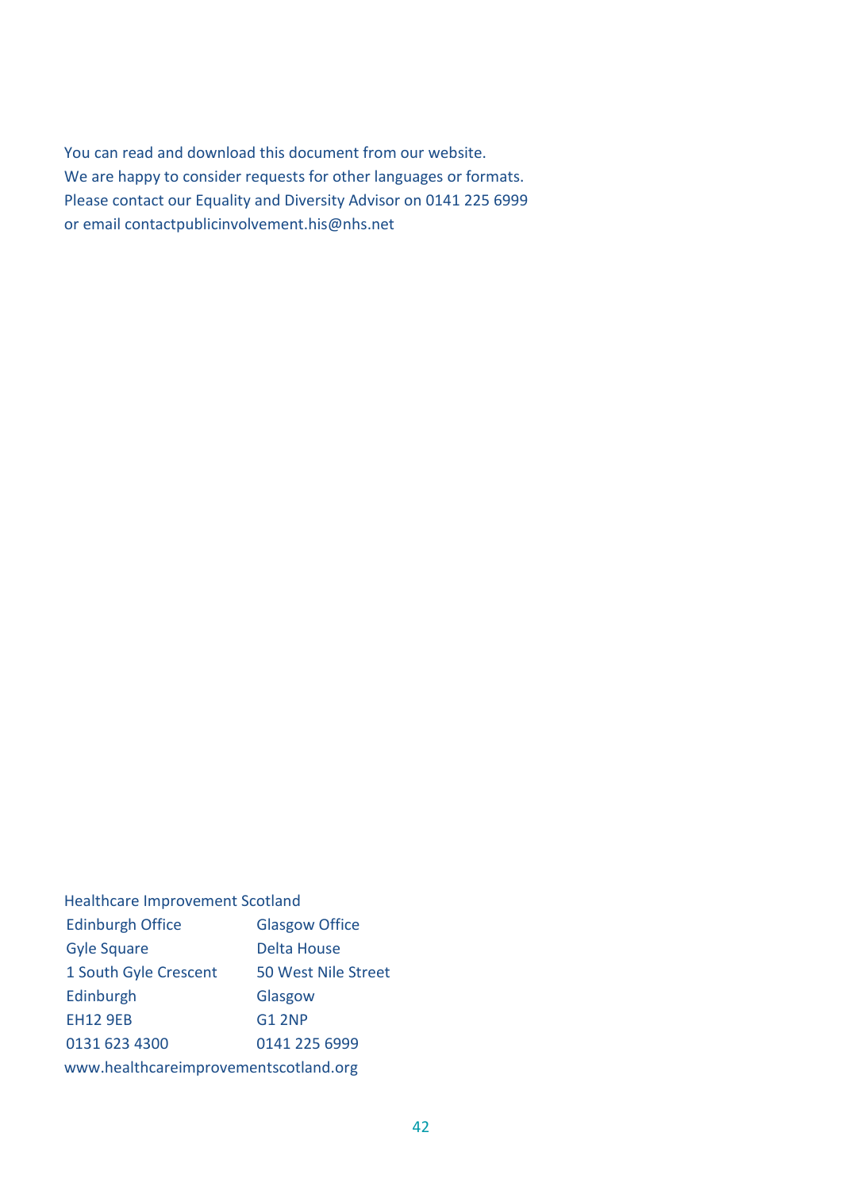You can read and download this document from our website.
We are happy to consider requests for other languages or formats.
Please contact our Equality and Diversity Advisor on 0141 225 6999
or email contactpublicinvolvement.his@nhs.net

Healthcare Improvement Scotland

| | |
|---|---|
| Edinburgh Office | Glasgow Office |
| Gyle Square | Delta House |
| 1 South Gyle Crescent | 50 West Nile Street |
| Edinburgh | Glasgow |
| EH12 9EB | G1 2NP |
| 0131 623 4300 | 0141 225 6999 |

www.healthcareimprovementscotland.org